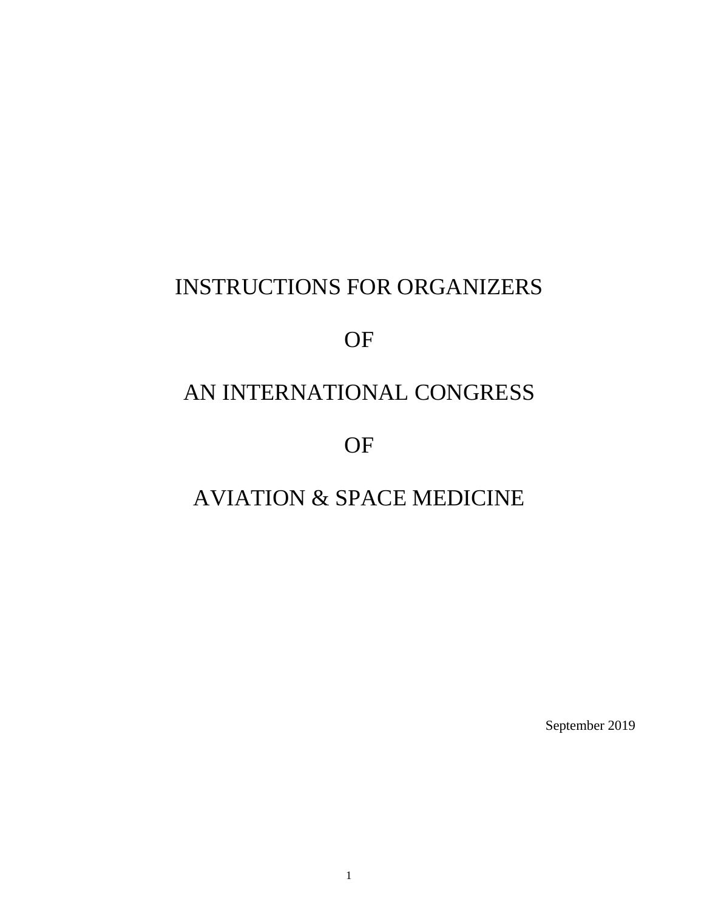# INSTRUCTIONS FOR ORGANIZERS

# OF

# AN INTERNATIONAL CONGRESS

# OF

# AVIATION & SPACE MEDICINE

September 2019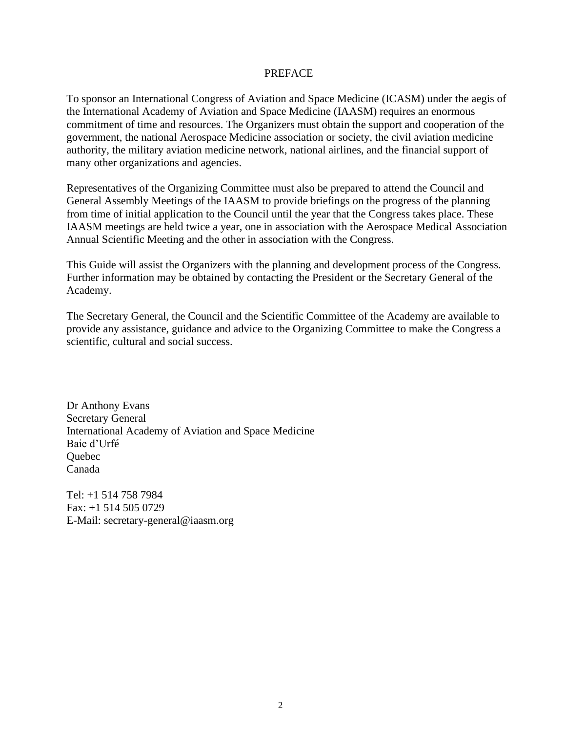# PREFACE

To sponsor an International Congress of Aviation and Space Medicine (ICASM) under the aegis of the International Academy of Aviation and Space Medicine (IAASM) requires an enormous commitment of time and resources. The Organizers must obtain the support and cooperation of the government, the national Aerospace Medicine association or society, the civil aviation medicine authority, the military aviation medicine network, national airlines, and the financial support of many other organizations and agencies.

Representatives of the Organizing Committee must also be prepared to attend the Council and General Assembly Meetings of the IAASM to provide briefings on the progress of the planning from time of initial application to the Council until the year that the Congress takes place. These IAASM meetings are held twice a year, one in association with the Aerospace Medical Association Annual Scientific Meeting and the other in association with the Congress.

This Guide will assist the Organizers with the planning and development process of the Congress. Further information may be obtained by contacting the President or the Secretary General of the Academy.

The Secretary General, the Council and the Scientific Committee of the Academy are available to provide any assistance, guidance and advice to the Organizing Committee to make the Congress a scientific, cultural and social success.

Dr Anthony Evans
Secretary General
International Academy of Aviation and Space Medicine
Baie d'Urfé
Quebec
Canada

Tel: +1 514 758 7984
Fax: +1 514 505 0729
E-Mail: secretary-general@iaasm.org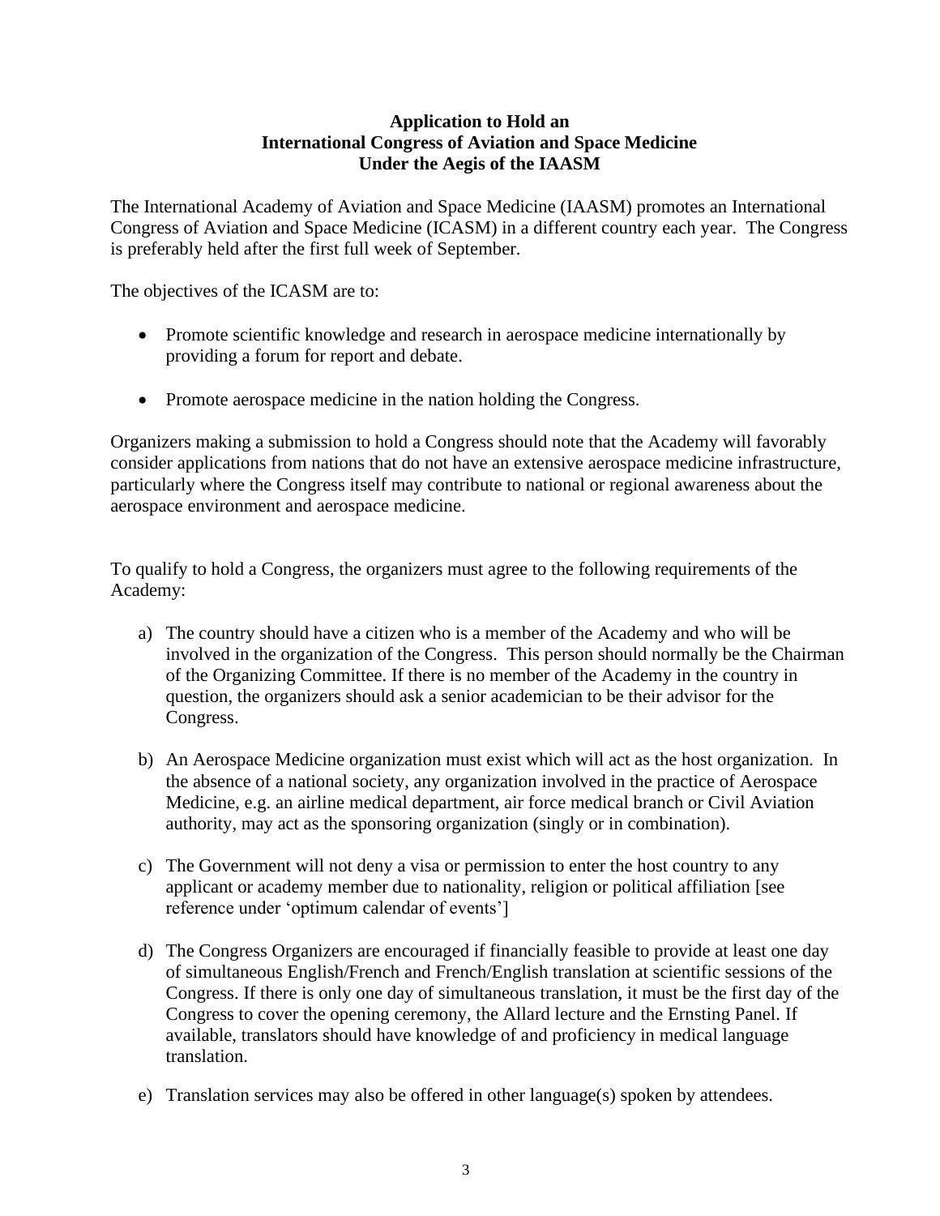**Application to Hold an International Congress of Aviation and Space Medicine Under the Aegis of the IAASM**

The International Academy of Aviation and Space Medicine (IAASM) promotes an International Congress of Aviation and Space Medicine (ICASM) in a different country each year. The Congress is preferably held after the first full week of September.

The objectives of the ICASM are to:

- Promote scientific knowledge and research in aerospace medicine internationally by providing a forum for report and debate.
- Promote aerospace medicine in the nation holding the Congress.

Organizers making a submission to hold a Congress should note that the Academy will favorably consider applications from nations that do not have an extensive aerospace medicine infrastructure, particularly where the Congress itself may contribute to national or regional awareness about the aerospace environment and aerospace medicine.

To qualify to hold a Congress, the organizers must agree to the following requirements of the Academy:

a) The country should have a citizen who is a member of the Academy and who will be involved in the organization of the Congress. This person should normally be the Chairman of the Organizing Committee. If there is no member of the Academy in the country in question, the organizers should ask a senior academician to be their advisor for the Congress.

b) An Aerospace Medicine organization must exist which will act as the host organization. In the absence of a national society, any organization involved in the practice of Aerospace Medicine, e.g. an airline medical department, air force medical branch or Civil Aviation authority, may act as the sponsoring organization (singly or in combination).

c) The Government will not deny a visa or permission to enter the host country to any applicant or academy member due to nationality, religion or political affiliation [see reference under 'optimum calendar of events']

d) The Congress Organizers are encouraged if financially feasible to provide at least one day of simultaneous English/French and French/English translation at scientific sessions of the Congress. If there is only one day of simultaneous translation, it must be the first day of the Congress to cover the opening ceremony, the Allard lecture and the Ernsting Panel. If available, translators should have knowledge of and proficiency in medical language translation.

e) Translation services may also be offered in other language(s) spoken by attendees.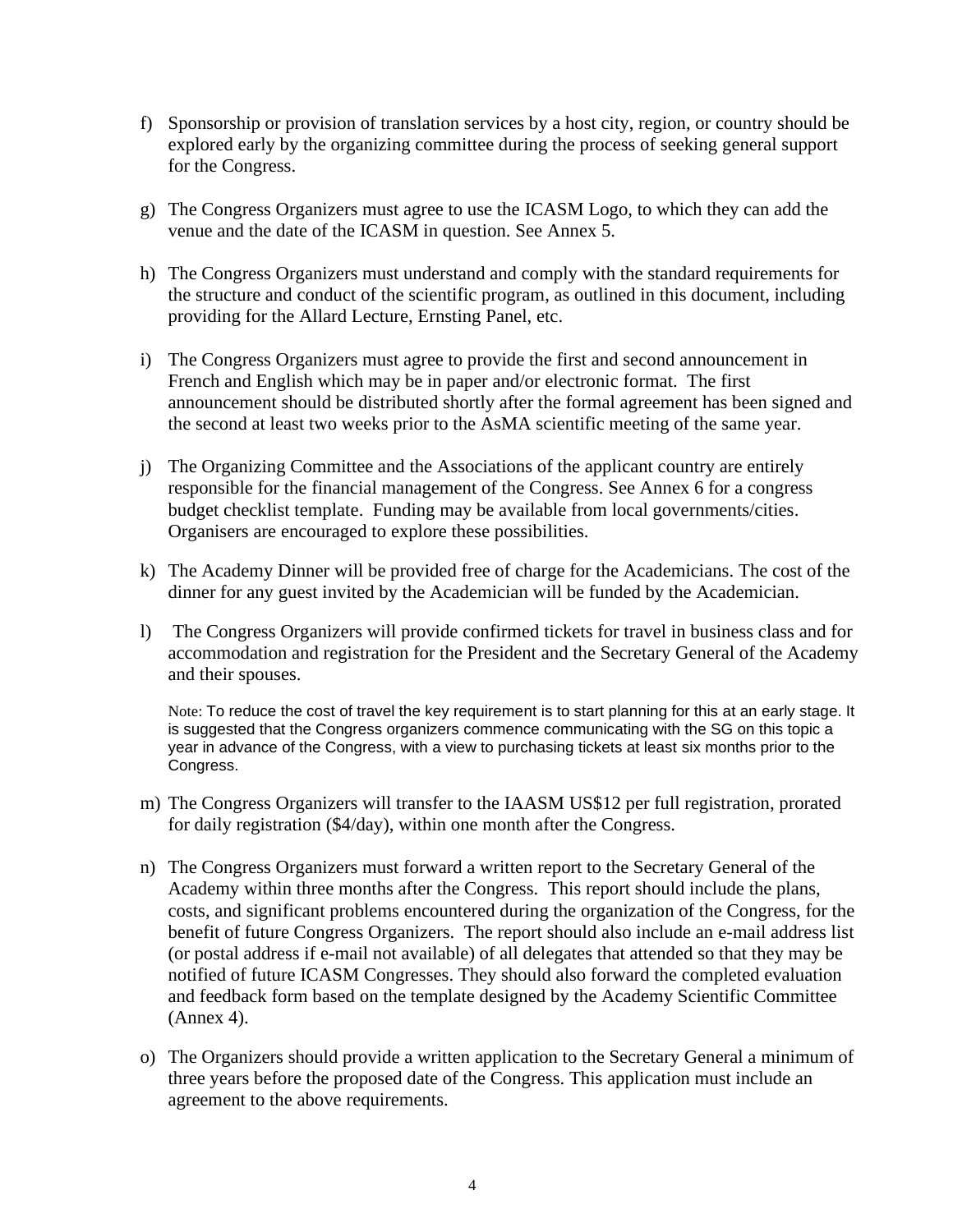f) Sponsorship or provision of translation services by a host city, region, or country should be explored early by the organizing committee during the process of seeking general support for the Congress.

g) The Congress Organizers must agree to use the ICASM Logo, to which they can add the venue and the date of the ICASM in question. See Annex 5.

h) The Congress Organizers must understand and comply with the standard requirements for the structure and conduct of the scientific program, as outlined in this document, including providing for the Allard Lecture, Ernsting Panel, etc.

i) The Congress Organizers must agree to provide the first and second announcement in French and English which may be in paper and/or electronic format. The first announcement should be distributed shortly after the formal agreement has been signed and the second at least two weeks prior to the AsMA scientific meeting of the same year.

j) The Organizing Committee and the Associations of the applicant country are entirely responsible for the financial management of the Congress. See Annex 6 for a congress budget checklist template. Funding may be available from local governments/cities. Organisers are encouraged to explore these possibilities.

k) The Academy Dinner will be provided free of charge for the Academicians. The cost of the dinner for any guest invited by the Academician will be funded by the Academician.

l) The Congress Organizers will provide confirmed tickets for travel in business class and for accommodation and registration for the President and the Secretary General of the Academy and their spouses.

   Note: To reduce the cost of travel the key requirement is to start planning for this at an early stage. It is suggested that the Congress organizers commence communicating with the SG on this topic a year in advance of the Congress, with a view to purchasing tickets at least six months prior to the Congress.

m) The Congress Organizers will transfer to the IAASM US$12 per full registration, prorated for daily registration ($4/day), within one month after the Congress.

n) The Congress Organizers must forward a written report to the Secretary General of the Academy within three months after the Congress. This report should include the plans, costs, and significant problems encountered during the organization of the Congress, for the benefit of future Congress Organizers. The report should also include an e-mail address list (or postal address if e-mail not available) of all delegates that attended so that they may be notified of future ICASM Congresses. They should also forward the completed evaluation and feedback form based on the template designed by the Academy Scientific Committee (Annex 4).

o) The Organizers should provide a written application to the Secretary General a minimum of three years before the proposed date of the Congress. This application must include an agreement to the above requirements.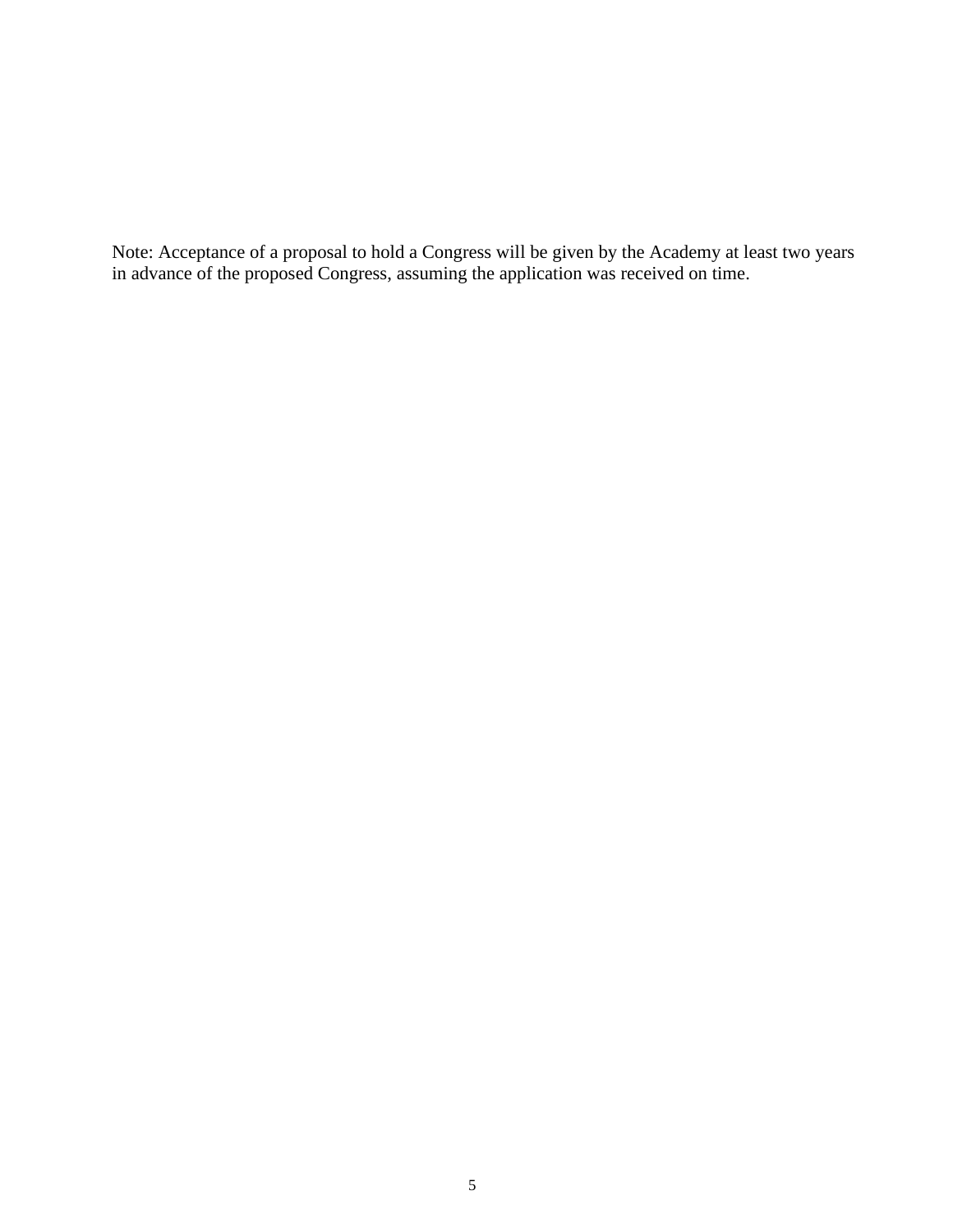Note: Acceptance of a proposal to hold a Congress will be given by the Academy at least two years in advance of the proposed Congress, assuming the application was received on time.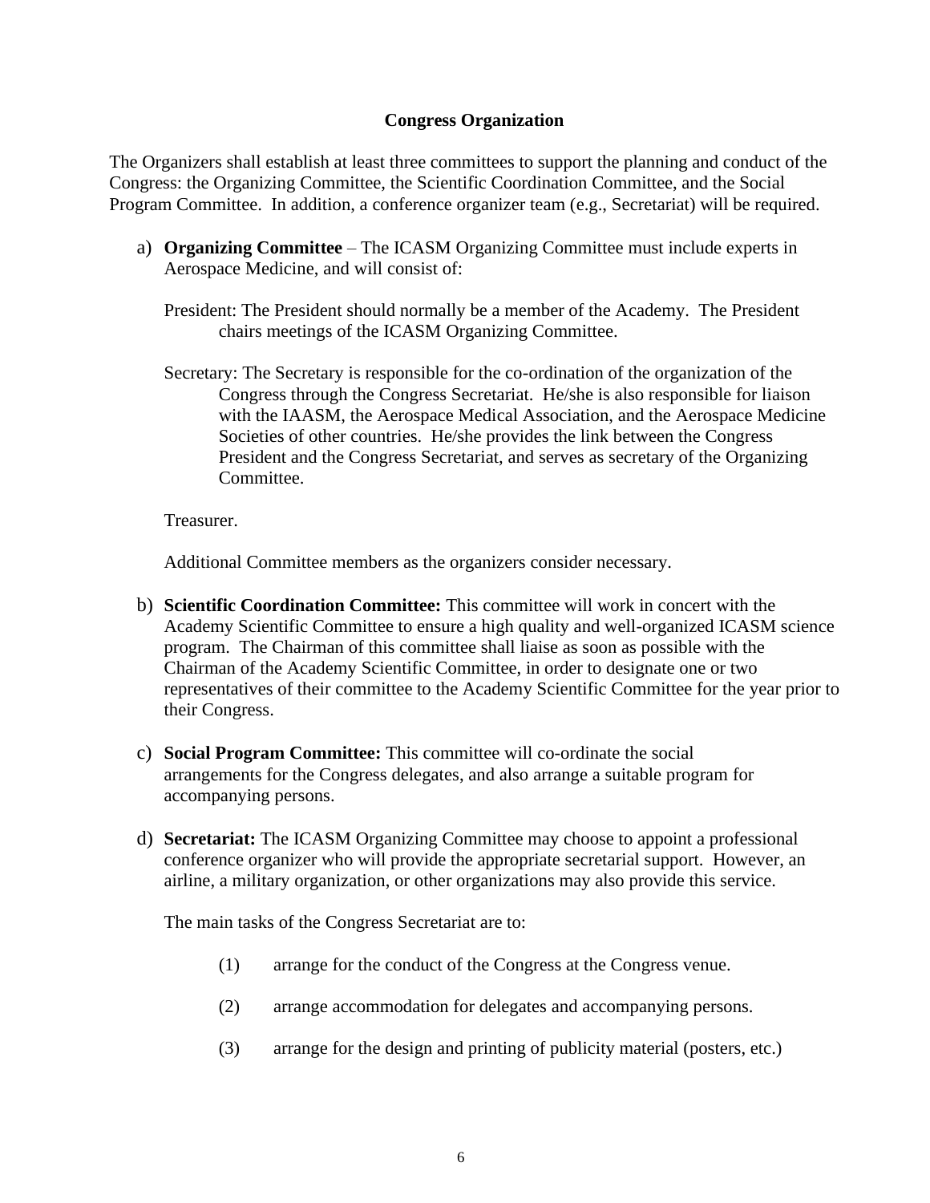## Congress Organization

The Organizers shall establish at least three committees to support the planning and conduct of the Congress: the Organizing Committee, the Scientific Coordination Committee, and the Social Program Committee. In addition, a conference organizer team (e.g., Secretariat) will be required.

a) **Organizing Committee** – The ICASM Organizing Committee must include experts in Aerospace Medicine, and will consist of:

   President: The President should normally be a member of the Academy. The President chairs meetings of the ICASM Organizing Committee.

   Secretary: The Secretary is responsible for the co-ordination of the organization of the Congress through the Congress Secretariat. He/she is also responsible for liaison with the IAASM, the Aerospace Medical Association, and the Aerospace Medicine Societies of other countries. He/she provides the link between the Congress President and the Congress Secretariat, and serves as secretary of the Organizing Committee.

   Treasurer.

   Additional Committee members as the organizers consider necessary.

b) **Scientific Coordination Committee:** This committee will work in concert with the Academy Scientific Committee to ensure a high quality and well-organized ICASM science program. The Chairman of this committee shall liaise as soon as possible with the Chairman of the Academy Scientific Committee, in order to designate one or two representatives of their committee to the Academy Scientific Committee for the year prior to their Congress.

c) **Social Program Committee:** This committee will co-ordinate the social arrangements for the Congress delegates, and also arrange a suitable program for accompanying persons.

d) **Secretariat:** The ICASM Organizing Committee may choose to appoint a professional conference organizer who will provide the appropriate secretarial support. However, an airline, a military organization, or other organizations may also provide this service.

   The main tasks of the Congress Secretariat are to:

   (1) arrange for the conduct of the Congress at the Congress venue.

   (2) arrange accommodation for delegates and accompanying persons.

   (3) arrange for the design and printing of publicity material (posters, etc.)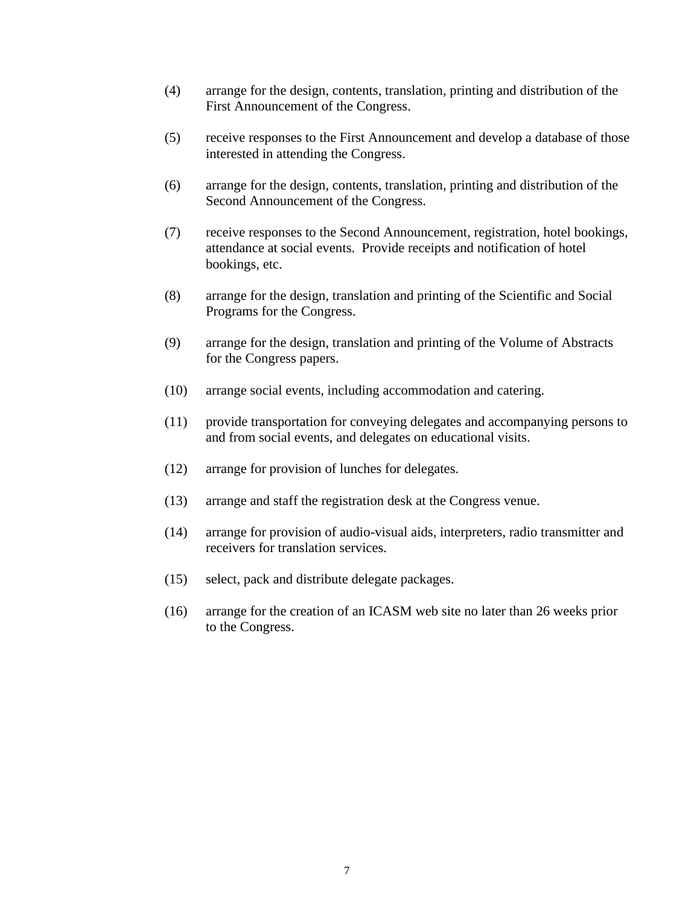(4) arrange for the design, contents, translation, printing and distribution of the First Announcement of the Congress.

(5) receive responses to the First Announcement and develop a database of those interested in attending the Congress.

(6) arrange for the design, contents, translation, printing and distribution of the Second Announcement of the Congress.

(7) receive responses to the Second Announcement, registration, hotel bookings, attendance at social events. Provide receipts and notification of hotel bookings, etc.

(8) arrange for the design, translation and printing of the Scientific and Social Programs for the Congress.

(9) arrange for the design, translation and printing of the Volume of Abstracts for the Congress papers.

(10) arrange social events, including accommodation and catering.

(11) provide transportation for conveying delegates and accompanying persons to and from social events, and delegates on educational visits.

(12) arrange for provision of lunches for delegates.

(13) arrange and staff the registration desk at the Congress venue.

(14) arrange for provision of audio-visual aids, interpreters, radio transmitter and receivers for translation services.

(15) select, pack and distribute delegate packages.

(16) arrange for the creation of an ICASM web site no later than 26 weeks prior to the Congress.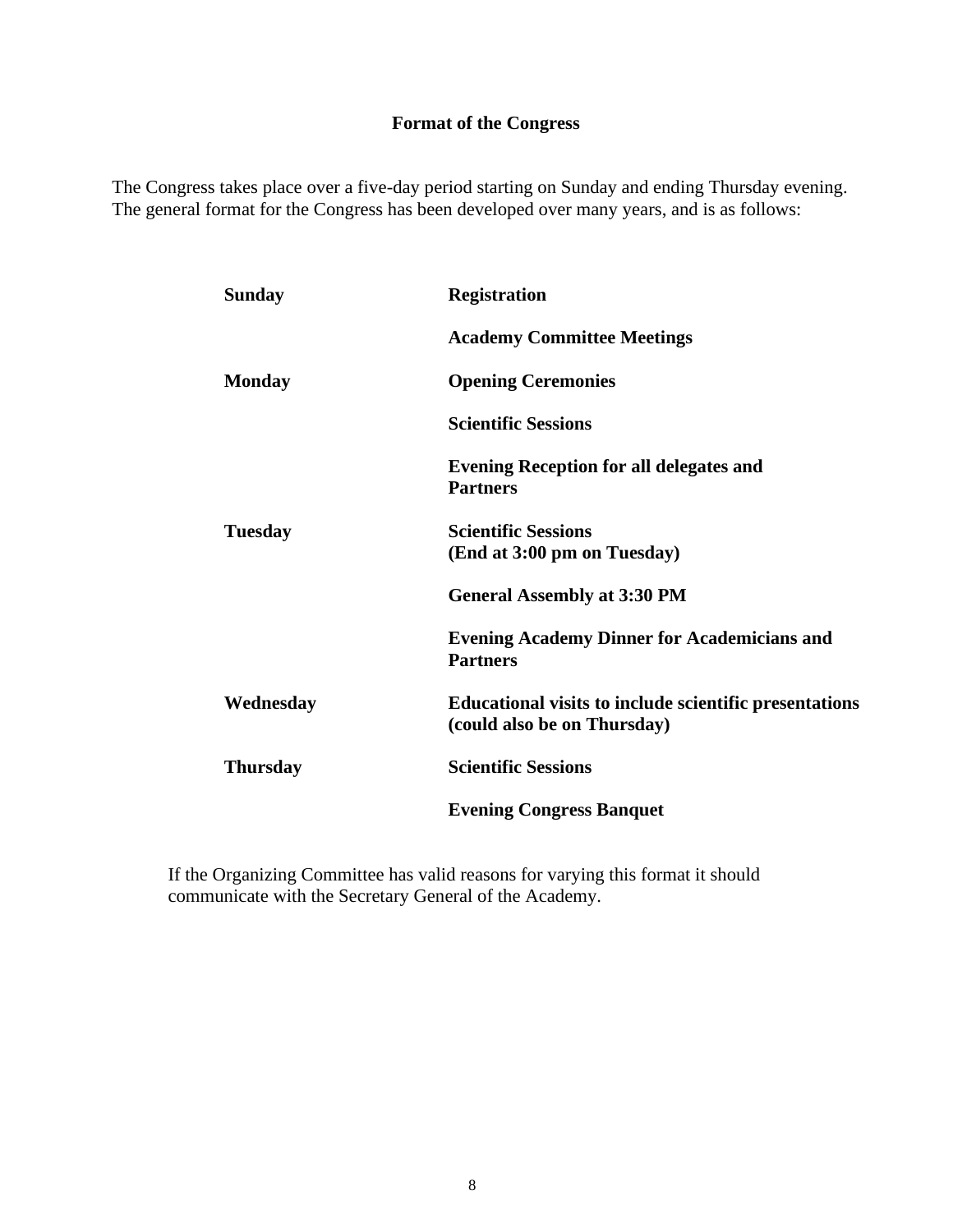## Format of the Congress

The Congress takes place over a five-day period starting on Sunday and ending Thursday evening. The general format for the Congress has been developed over many years, and is as follows:

| | |
|---|---|
| **Sunday** | **Registration** |
| | **Academy Committee Meetings** |
| **Monday** | **Opening Ceremonies** |
| | **Scientific Sessions** |
| | **Evening Reception for all delegates and Partners** |
| **Tuesday** | **Scientific Sessions (End at 3:00 pm on Tuesday)** |
| | **General Assembly at 3:30 PM** |
| | **Evening Academy Dinner for Academicians and Partners** |
| **Wednesday** | **Educational visits to include scientific presentations (could also be on Thursday)** |
| **Thursday** | **Scientific Sessions** |
| | **Evening Congress Banquet** |

If the Organizing Committee has valid reasons for varying this format it should communicate with the Secretary General of the Academy.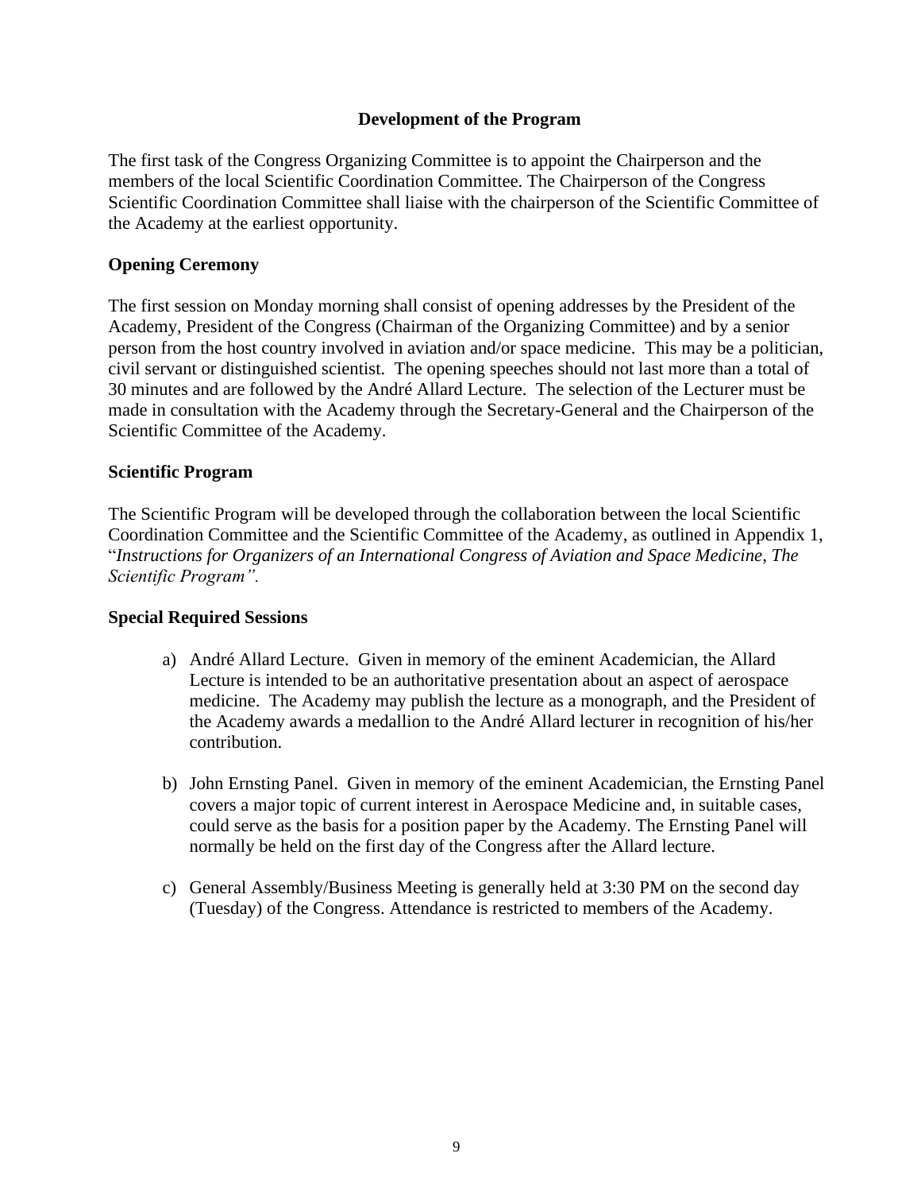## Development of the Program

The first task of the Congress Organizing Committee is to appoint the Chairperson and the members of the local Scientific Coordination Committee. The Chairperson of the Congress Scientific Coordination Committee shall liaise with the chairperson of the Scientific Committee of the Academy at the earliest opportunity.

### Opening Ceremony

The first session on Monday morning shall consist of opening addresses by the President of the Academy, President of the Congress (Chairman of the Organizing Committee) and by a senior person from the host country involved in aviation and/or space medicine. This may be a politician, civil servant or distinguished scientist. The opening speeches should not last more than a total of 30 minutes and are followed by the André Allard Lecture. The selection of the Lecturer must be made in consultation with the Academy through the Secretary-General and the Chairperson of the Scientific Committee of the Academy.

### Scientific Program

The Scientific Program will be developed through the collaboration between the local Scientific Coordination Committee and the Scientific Committee of the Academy, as outlined in Appendix 1, "*Instructions for Organizers of an International Congress of Aviation and Space Medicine, The Scientific Program".*

### Special Required Sessions

a) André Allard Lecture. Given in memory of the eminent Academician, the Allard Lecture is intended to be an authoritative presentation about an aspect of aerospace medicine. The Academy may publish the lecture as a monograph, and the President of the Academy awards a medallion to the André Allard lecturer in recognition of his/her contribution.

b) John Ernsting Panel. Given in memory of the eminent Academician, the Ernsting Panel covers a major topic of current interest in Aerospace Medicine and, in suitable cases, could serve as the basis for a position paper by the Academy. The Ernsting Panel will normally be held on the first day of the Congress after the Allard lecture.

c) General Assembly/Business Meeting is generally held at 3:30 PM on the second day (Tuesday) of the Congress. Attendance is restricted to members of the Academy.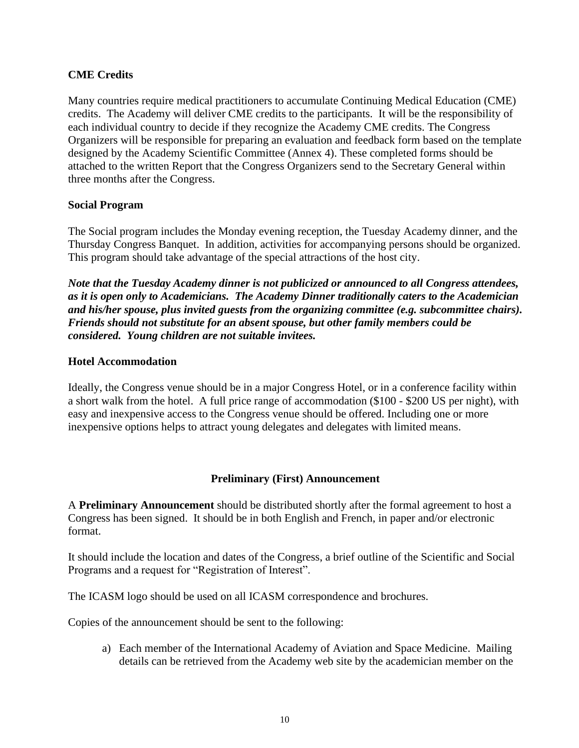### CME Credits

Many countries require medical practitioners to accumulate Continuing Medical Education (CME) credits. The Academy will deliver CME credits to the participants. It will be the responsibility of each individual country to decide if they recognize the Academy CME credits. The Congress Organizers will be responsible for preparing an evaluation and feedback form based on the template designed by the Academy Scientific Committee (Annex 4). These completed forms should be attached to the written Report that the Congress Organizers send to the Secretary General within three months after the Congress.

### Social Program

The Social program includes the Monday evening reception, the Tuesday Academy dinner, and the Thursday Congress Banquet. In addition, activities for accompanying persons should be organized. This program should take advantage of the special attractions of the host city.

***Note that the Tuesday Academy dinner is not publicized or announced to all Congress attendees, as it is open only to Academicians. The Academy Dinner traditionally caters to the Academician and his/her spouse, plus invited guests from the organizing committee (e.g. subcommittee chairs). Friends should not substitute for an absent spouse, but other family members could be considered. Young children are not suitable invitees.***

### Hotel Accommodation

Ideally, the Congress venue should be in a major Congress Hotel, or in a conference facility within a short walk from the hotel. A full price range of accommodation ($100 - $200 US per night), with easy and inexpensive access to the Congress venue should be offered. Including one or more inexpensive options helps to attract young delegates and delegates with limited means.

## Preliminary (First) Announcement

A **Preliminary Announcement** should be distributed shortly after the formal agreement to host a Congress has been signed. It should be in both English and French, in paper and/or electronic format.

It should include the location and dates of the Congress, a brief outline of the Scientific and Social Programs and a request for "Registration of Interest".

The ICASM logo should be used on all ICASM correspondence and brochures.

Copies of the announcement should be sent to the following:

a) Each member of the International Academy of Aviation and Space Medicine. Mailing details can be retrieved from the Academy web site by the academician member on the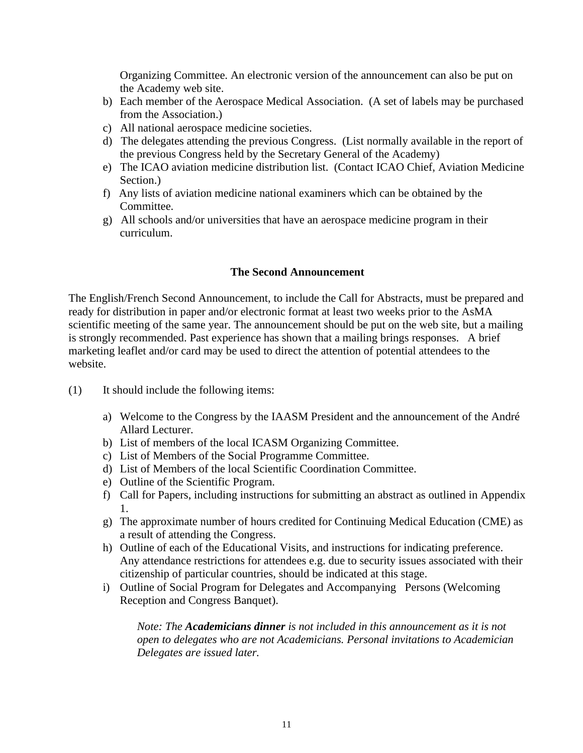Organizing Committee. An electronic version of the announcement can also be put on the Academy web site.

b) Each member of the Aerospace Medical Association. (A set of labels may be purchased from the Association.)
c) All national aerospace medicine societies.
d) The delegates attending the previous Congress. (List normally available in the report of the previous Congress held by the Secretary General of the Academy)
e) The ICAO aviation medicine distribution list. (Contact ICAO Chief, Aviation Medicine Section.)
f) Any lists of aviation medicine national examiners which can be obtained by the Committee.
g) All schools and/or universities that have an aerospace medicine program in their curriculum.

**The Second Announcement**

The English/French Second Announcement, to include the Call for Abstracts, must be prepared and ready for distribution in paper and/or electronic format at least two weeks prior to the AsMA scientific meeting of the same year. The announcement should be put on the web site, but a mailing is strongly recommended. Past experience has shown that a mailing brings responses. A brief marketing leaflet and/or card may be used to direct the attention of potential attendees to the website.

(1) It should include the following items:

a) Welcome to the Congress by the IAASM President and the announcement of the André Allard Lecturer.
b) List of members of the local ICASM Organizing Committee.
c) List of Members of the Social Programme Committee.
d) List of Members of the local Scientific Coordination Committee.
e) Outline of the Scientific Program.
f) Call for Papers, including instructions for submitting an abstract as outlined in Appendix 1.
g) The approximate number of hours credited for Continuing Medical Education (CME) as a result of attending the Congress.
h) Outline of each of the Educational Visits, and instructions for indicating preference. Any attendance restrictions for attendees e.g. due to security issues associated with their citizenship of particular countries, should be indicated at this stage.
i) Outline of Social Program for Delegates and Accompanying Persons (Welcoming Reception and Congress Banquet).

*Note: The **Academicians dinner** is not included in this announcement as it is not open to delegates who are not Academicians. Personal invitations to Academician Delegates are issued later.*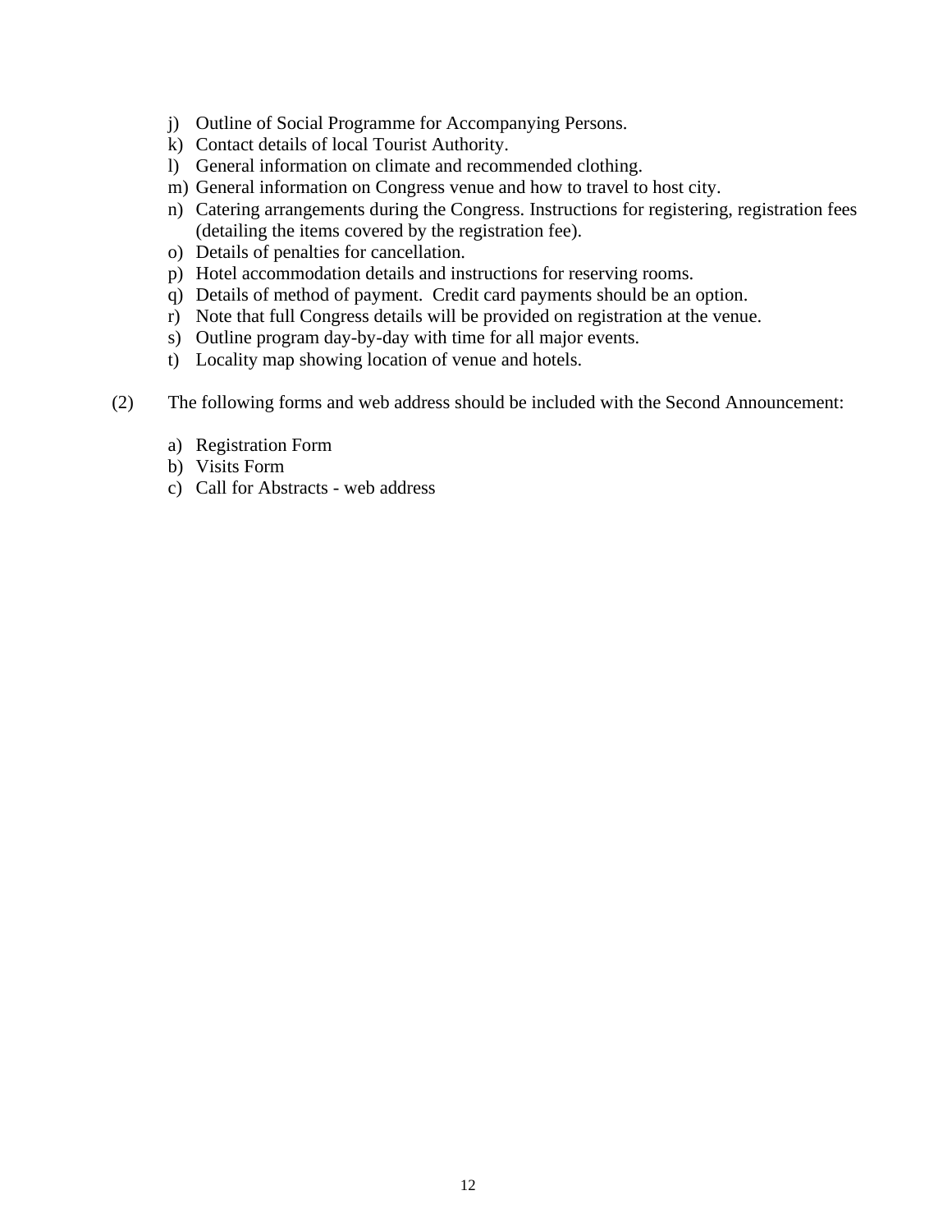j) Outline of Social Programme for Accompanying Persons.
k) Contact details of local Tourist Authority.
l) General information on climate and recommended clothing.
m) General information on Congress venue and how to travel to host city.
n) Catering arrangements during the Congress. Instructions for registering, registration fees (detailing the items covered by the registration fee).
o) Details of penalties for cancellation.
p) Hotel accommodation details and instructions for reserving rooms.
q) Details of method of payment. Credit card payments should be an option.
r) Note that full Congress details will be provided on registration at the venue.
s) Outline program day-by-day with time for all major events.
t) Locality map showing location of venue and hotels.

(2) The following forms and web address should be included with the Second Announcement:

a) Registration Form
b) Visits Form
c) Call for Abstracts - web address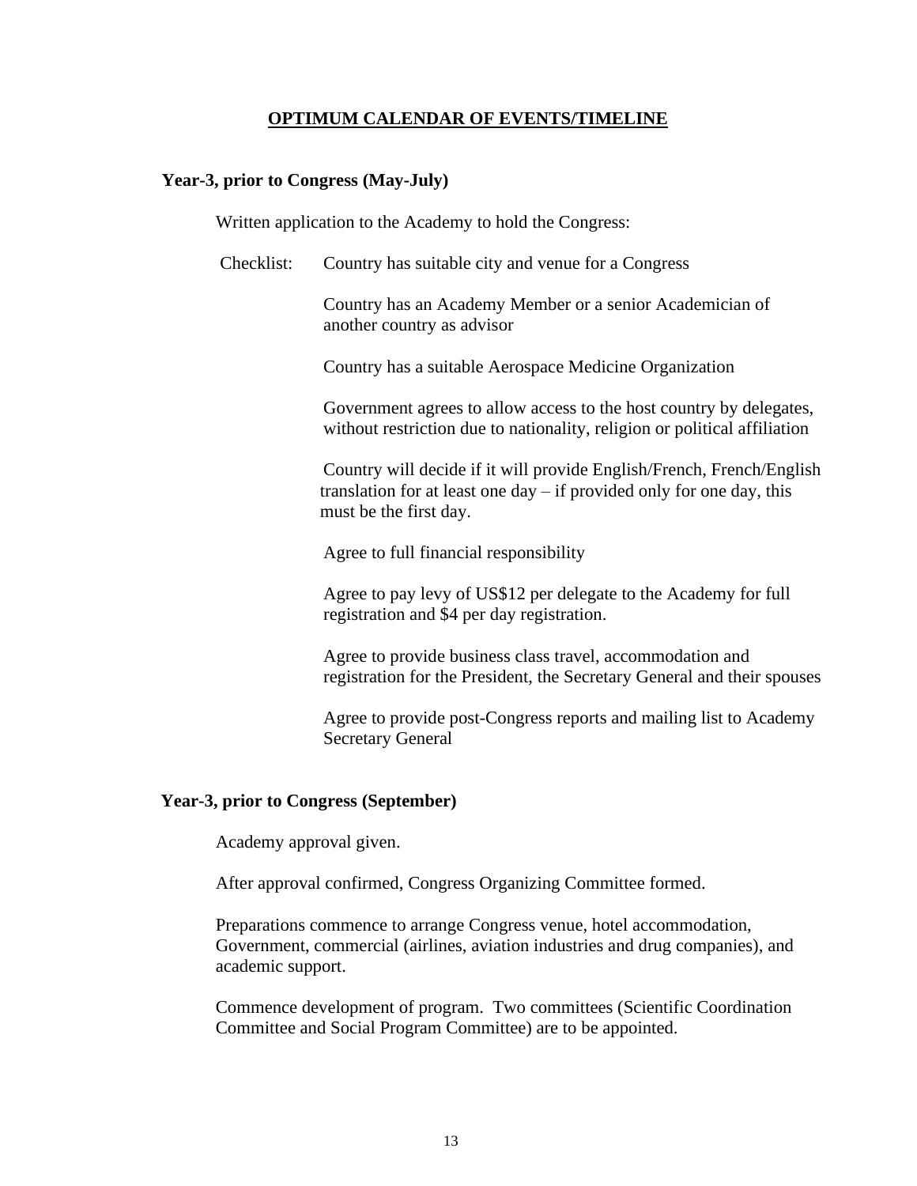## OPTIMUM CALENDAR OF EVENTS/TIMELINE

### Year-3, prior to Congress (May-July)

Written application to the Academy to hold the Congress:

Checklist:

- Country has suitable city and venue for a Congress
- Country has an Academy Member or a senior Academician of another country as advisor
- Country has a suitable Aerospace Medicine Organization
- Government agrees to allow access to the host country by delegates, without restriction due to nationality, religion or political affiliation
- Country will decide if it will provide English/French, French/English translation for at least one day – if provided only for one day, this must be the first day.
- Agree to full financial responsibility
- Agree to pay levy of US$12 per delegate to the Academy for full registration and $4 per day registration.
- Agree to provide business class travel, accommodation and registration for the President, the Secretary General and their spouses
- Agree to provide post-Congress reports and mailing list to Academy Secretary General

### Year-3, prior to Congress (September)

Academy approval given.

After approval confirmed, Congress Organizing Committee formed.

Preparations commence to arrange Congress venue, hotel accommodation, Government, commercial (airlines, aviation industries and drug companies), and academic support.

Commence development of program. Two committees (Scientific Coordination Committee and Social Program Committee) are to be appointed.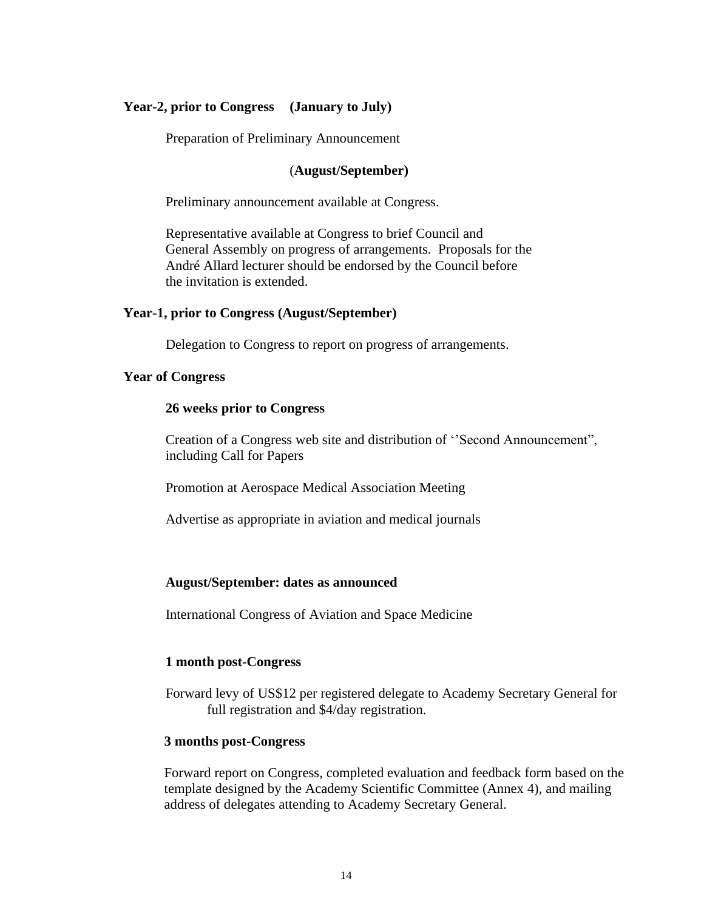**Year-2, prior to Congress (January to July)**

Preparation of Preliminary Announcement

**(August/September)**

Preliminary announcement available at Congress.

Representative available at Congress to brief Council and General Assembly on progress of arrangements. Proposals for the André Allard lecturer should be endorsed by the Council before the invitation is extended.

**Year-1, prior to Congress (August/September)**

Delegation to Congress to report on progress of arrangements.

**Year of Congress**

**26 weeks prior to Congress**

Creation of a Congress web site and distribution of ''Second Announcement", including Call for Papers

Promotion at Aerospace Medical Association Meeting

Advertise as appropriate in aviation and medical journals

**August/September: dates as announced**

International Congress of Aviation and Space Medicine

**1 month post-Congress**

Forward levy of US$12 per registered delegate to Academy Secretary General for full registration and $4/day registration.

**3 months post-Congress**

Forward report on Congress, completed evaluation and feedback form based on the template designed by the Academy Scientific Committee (Annex 4), and mailing address of delegates attending to Academy Secretary General.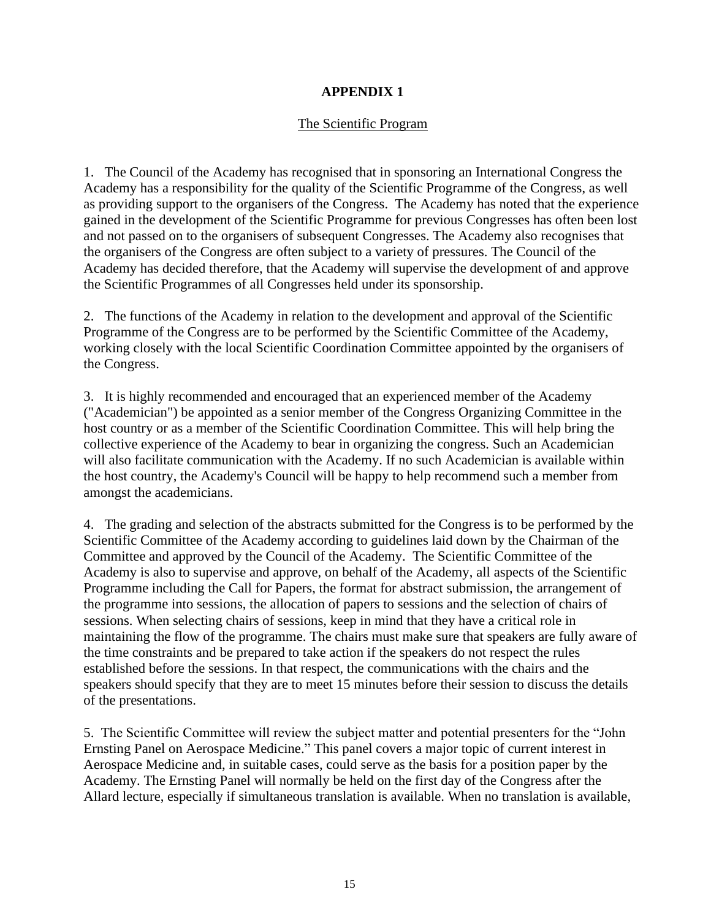# APPENDIX 1

## The Scientific Program

1. The Council of the Academy has recognised that in sponsoring an International Congress the Academy has a responsibility for the quality of the Scientific Programme of the Congress, as well as providing support to the organisers of the Congress. The Academy has noted that the experience gained in the development of the Scientific Programme for previous Congresses has often been lost and not passed on to the organisers of subsequent Congresses. The Academy also recognises that the organisers of the Congress are often subject to a variety of pressures. The Council of the Academy has decided therefore, that the Academy will supervise the development of and approve the Scientific Programmes of all Congresses held under its sponsorship.

2. The functions of the Academy in relation to the development and approval of the Scientific Programme of the Congress are to be performed by the Scientific Committee of the Academy, working closely with the local Scientific Coordination Committee appointed by the organisers of the Congress.

3. It is highly recommended and encouraged that an experienced member of the Academy ("Academician") be appointed as a senior member of the Congress Organizing Committee in the host country or as a member of the Scientific Coordination Committee. This will help bring the collective experience of the Academy to bear in organizing the congress. Such an Academician will also facilitate communication with the Academy. If no such Academician is available within the host country, the Academy's Council will be happy to help recommend such a member from amongst the academicians.

4. The grading and selection of the abstracts submitted for the Congress is to be performed by the Scientific Committee of the Academy according to guidelines laid down by the Chairman of the Committee and approved by the Council of the Academy. The Scientific Committee of the Academy is also to supervise and approve, on behalf of the Academy, all aspects of the Scientific Programme including the Call for Papers, the format for abstract submission, the arrangement of the programme into sessions, the allocation of papers to sessions and the selection of chairs of sessions. When selecting chairs of sessions, keep in mind that they have a critical role in maintaining the flow of the programme. The chairs must make sure that speakers are fully aware of the time constraints and be prepared to take action if the speakers do not respect the rules established before the sessions. In that respect, the communications with the chairs and the speakers should specify that they are to meet 15 minutes before their session to discuss the details of the presentations.

5. The Scientific Committee will review the subject matter and potential presenters for the "John Ernsting Panel on Aerospace Medicine." This panel covers a major topic of current interest in Aerospace Medicine and, in suitable cases, could serve as the basis for a position paper by the Academy. The Ernsting Panel will normally be held on the first day of the Congress after the Allard lecture, especially if simultaneous translation is available. When no translation is available,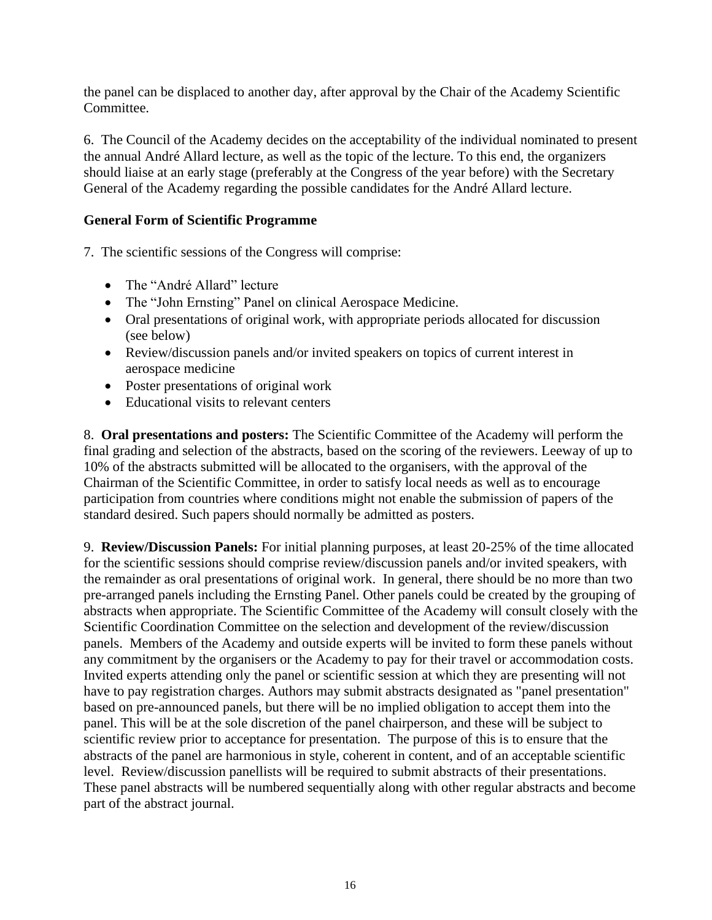the panel can be displaced to another day, after approval by the Chair of the Academy Scientific Committee.

6. The Council of the Academy decides on the acceptability of the individual nominated to present the annual André Allard lecture, as well as the topic of the lecture. To this end, the organizers should liaise at an early stage (preferably at the Congress of the year before) with the Secretary General of the Academy regarding the possible candidates for the André Allard lecture.

**General Form of Scientific Programme**

7. The scientific sessions of the Congress will comprise:

- The "André Allard" lecture
- The "John Ernsting" Panel on clinical Aerospace Medicine.
- Oral presentations of original work, with appropriate periods allocated for discussion (see below)
- Review/discussion panels and/or invited speakers on topics of current interest in aerospace medicine
- Poster presentations of original work
- Educational visits to relevant centers

8. **Oral presentations and posters:** The Scientific Committee of the Academy will perform the final grading and selection of the abstracts, based on the scoring of the reviewers. Leeway of up to 10% of the abstracts submitted will be allocated to the organisers, with the approval of the Chairman of the Scientific Committee, in order to satisfy local needs as well as to encourage participation from countries where conditions might not enable the submission of papers of the standard desired. Such papers should normally be admitted as posters.

9. **Review/Discussion Panels:** For initial planning purposes, at least 20-25% of the time allocated for the scientific sessions should comprise review/discussion panels and/or invited speakers, with the remainder as oral presentations of original work. In general, there should be no more than two pre-arranged panels including the Ernsting Panel. Other panels could be created by the grouping of abstracts when appropriate. The Scientific Committee of the Academy will consult closely with the Scientific Coordination Committee on the selection and development of the review/discussion panels. Members of the Academy and outside experts will be invited to form these panels without any commitment by the organisers or the Academy to pay for their travel or accommodation costs. Invited experts attending only the panel or scientific session at which they are presenting will not have to pay registration charges. Authors may submit abstracts designated as "panel presentation" based on pre-announced panels, but there will be no implied obligation to accept them into the panel. This will be at the sole discretion of the panel chairperson, and these will be subject to scientific review prior to acceptance for presentation. The purpose of this is to ensure that the abstracts of the panel are harmonious in style, coherent in content, and of an acceptable scientific level. Review/discussion panellists will be required to submit abstracts of their presentations. These panel abstracts will be numbered sequentially along with other regular abstracts and become part of the abstract journal.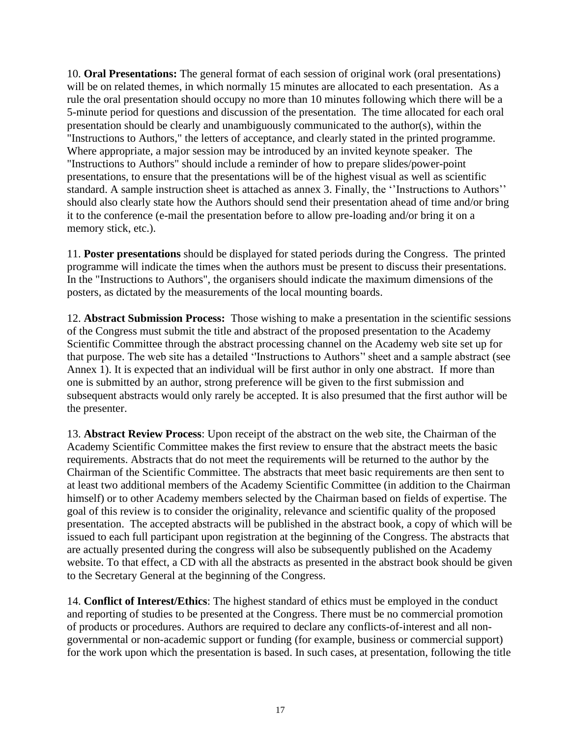10. **Oral Presentations:** The general format of each session of original work (oral presentations) will be on related themes, in which normally 15 minutes are allocated to each presentation. As a rule the oral presentation should occupy no more than 10 minutes following which there will be a 5-minute period for questions and discussion of the presentation. The time allocated for each oral presentation should be clearly and unambiguously communicated to the author(s), within the "Instructions to Authors," the letters of acceptance, and clearly stated in the printed programme. Where appropriate, a major session may be introduced by an invited keynote speaker. The "Instructions to Authors" should include a reminder of how to prepare slides/power-point presentations, to ensure that the presentations will be of the highest visual as well as scientific standard. A sample instruction sheet is attached as annex 3. Finally, the ''Instructions to Authors'' should also clearly state how the Authors should send their presentation ahead of time and/or bring it to the conference (e-mail the presentation before to allow pre-loading and/or bring it on a memory stick, etc.).

11. **Poster presentations** should be displayed for stated periods during the Congress. The printed programme will indicate the times when the authors must be present to discuss their presentations. In the "Instructions to Authors", the organisers should indicate the maximum dimensions of the posters, as dictated by the measurements of the local mounting boards.

12. **Abstract Submission Process:** Those wishing to make a presentation in the scientific sessions of the Congress must submit the title and abstract of the proposed presentation to the Academy Scientific Committee through the abstract processing channel on the Academy web site set up for that purpose. The web site has a detailed ''Instructions to Authors'' sheet and a sample abstract (see Annex 1). It is expected that an individual will be first author in only one abstract. If more than one is submitted by an author, strong preference will be given to the first submission and subsequent abstracts would only rarely be accepted. It is also presumed that the first author will be the presenter.

13. **Abstract Review Process**: Upon receipt of the abstract on the web site, the Chairman of the Academy Scientific Committee makes the first review to ensure that the abstract meets the basic requirements. Abstracts that do not meet the requirements will be returned to the author by the Chairman of the Scientific Committee. The abstracts that meet basic requirements are then sent to at least two additional members of the Academy Scientific Committee (in addition to the Chairman himself) or to other Academy members selected by the Chairman based on fields of expertise. The goal of this review is to consider the originality, relevance and scientific quality of the proposed presentation. The accepted abstracts will be published in the abstract book, a copy of which will be issued to each full participant upon registration at the beginning of the Congress. The abstracts that are actually presented during the congress will also be subsequently published on the Academy website. To that effect, a CD with all the abstracts as presented in the abstract book should be given to the Secretary General at the beginning of the Congress.

14. **Conflict of Interest/Ethics**: The highest standard of ethics must be employed in the conduct and reporting of studies to be presented at the Congress. There must be no commercial promotion of products or procedures. Authors are required to declare any conflicts-of-interest and all non-governmental or non-academic support or funding (for example, business or commercial support) for the work upon which the presentation is based. In such cases, at presentation, following the title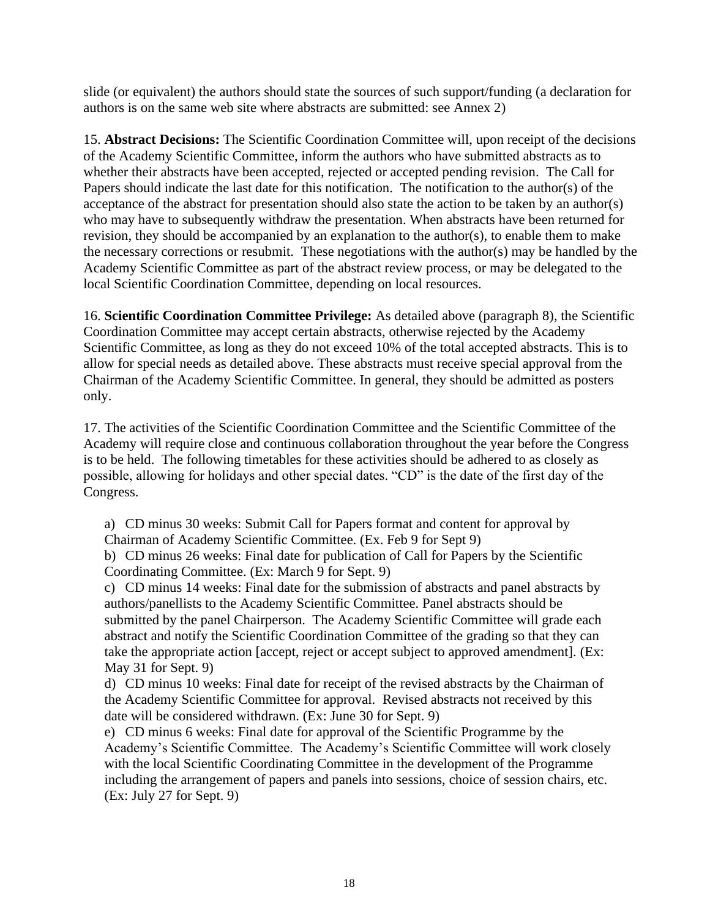slide (or equivalent) the authors should state the sources of such support/funding (a declaration for authors is on the same web site where abstracts are submitted: see Annex 2)

15. **Abstract Decisions:** The Scientific Coordination Committee will, upon receipt of the decisions of the Academy Scientific Committee, inform the authors who have submitted abstracts as to whether their abstracts have been accepted, rejected or accepted pending revision. The Call for Papers should indicate the last date for this notification. The notification to the author(s) of the acceptance of the abstract for presentation should also state the action to be taken by an author(s) who may have to subsequently withdraw the presentation. When abstracts have been returned for revision, they should be accompanied by an explanation to the author(s), to enable them to make the necessary corrections or resubmit. These negotiations with the author(s) may be handled by the Academy Scientific Committee as part of the abstract review process, or may be delegated to the local Scientific Coordination Committee, depending on local resources.

16. **Scientific Coordination Committee Privilege:** As detailed above (paragraph 8), the Scientific Coordination Committee may accept certain abstracts, otherwise rejected by the Academy Scientific Committee, as long as they do not exceed 10% of the total accepted abstracts. This is to allow for special needs as detailed above. These abstracts must receive special approval from the Chairman of the Academy Scientific Committee. In general, they should be admitted as posters only.

17. The activities of the Scientific Coordination Committee and the Scientific Committee of the Academy will require close and continuous collaboration throughout the year before the Congress is to be held. The following timetables for these activities should be adhered to as closely as possible, allowing for holidays and other special dates. "CD" is the date of the first day of the Congress.

a) CD minus 30 weeks: Submit Call for Papers format and content for approval by Chairman of Academy Scientific Committee. (Ex. Feb 9 for Sept 9)

b) CD minus 26 weeks: Final date for publication of Call for Papers by the Scientific Coordinating Committee. (Ex: March 9 for Sept. 9)

c) CD minus 14 weeks: Final date for the submission of abstracts and panel abstracts by authors/panellists to the Academy Scientific Committee. Panel abstracts should be submitted by the panel Chairperson. The Academy Scientific Committee will grade each abstract and notify the Scientific Coordination Committee of the grading so that they can take the appropriate action [accept, reject or accept subject to approved amendment]. (Ex: May 31 for Sept. 9)

d) CD minus 10 weeks: Final date for receipt of the revised abstracts by the Chairman of the Academy Scientific Committee for approval. Revised abstracts not received by this date will be considered withdrawn. (Ex: June 30 for Sept. 9)

e) CD minus 6 weeks: Final date for approval of the Scientific Programme by the Academy's Scientific Committee. The Academy's Scientific Committee will work closely with the local Scientific Coordinating Committee in the development of the Programme including the arrangement of papers and panels into sessions, choice of session chairs, etc. (Ex: July 27 for Sept. 9)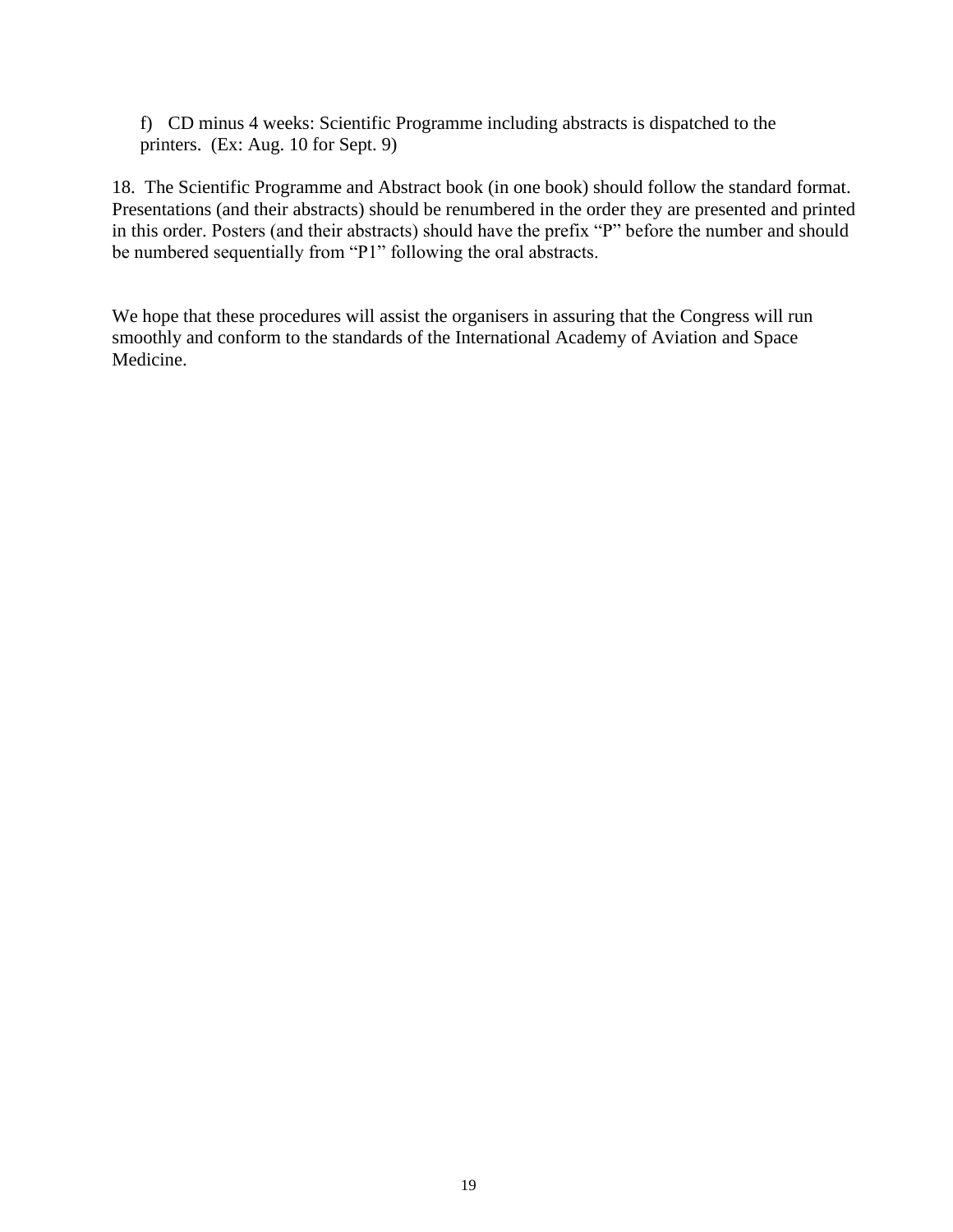f) CD minus 4 weeks: Scientific Programme including abstracts is dispatched to the printers. (Ex: Aug. 10 for Sept. 9)

18. The Scientific Programme and Abstract book (in one book) should follow the standard format. Presentations (and their abstracts) should be renumbered in the order they are presented and printed in this order. Posters (and their abstracts) should have the prefix "P" before the number and should be numbered sequentially from "P1" following the oral abstracts.

We hope that these procedures will assist the organisers in assuring that the Congress will run smoothly and conform to the standards of the International Academy of Aviation and Space Medicine.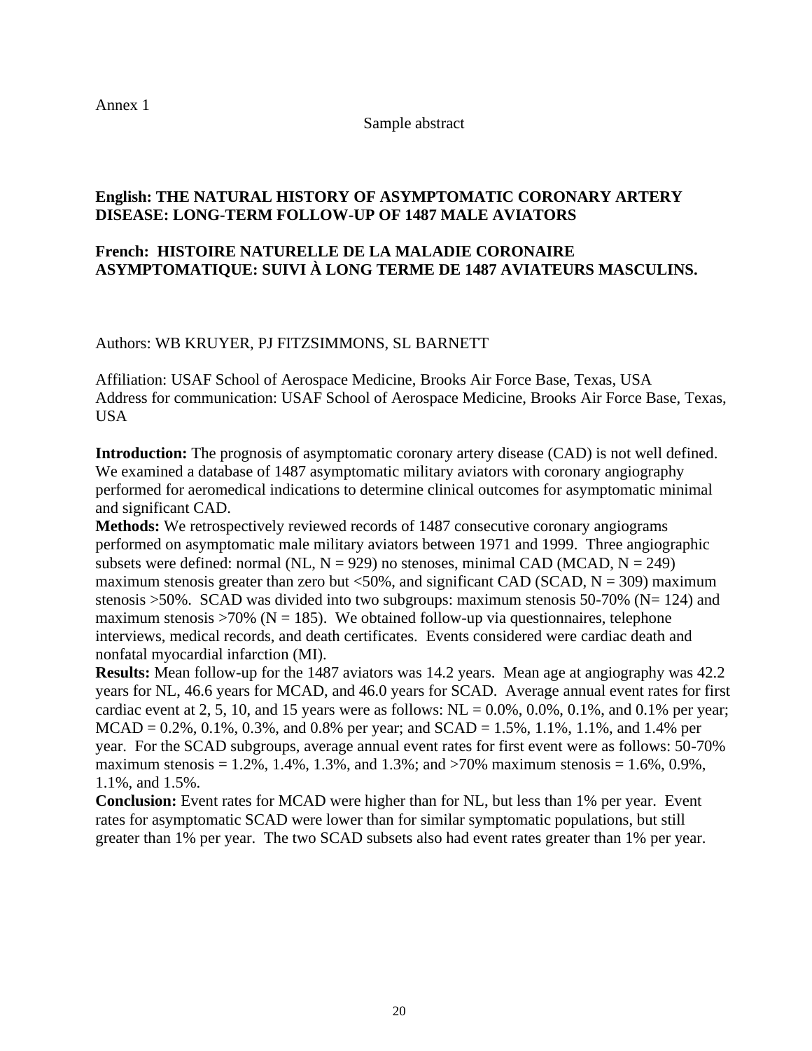Annex 1

Sample abstract

**English: THE NATURAL HISTORY OF ASYMPTOMATIC CORONARY ARTERY DISEASE: LONG-TERM FOLLOW-UP OF 1487 MALE AVIATORS**

**French: HISTOIRE NATURELLE DE LA MALADIE CORONAIRE ASYMPTOMATIQUE: SUIVI À LONG TERME DE 1487 AVIATEURS MASCULINS.**

Authors: WB KRUYER, PJ FITZSIMMONS, SL BARNETT

Affiliation: USAF School of Aerospace Medicine, Brooks Air Force Base, Texas, USA
Address for communication: USAF School of Aerospace Medicine, Brooks Air Force Base, Texas, USA

**Introduction:** The prognosis of asymptomatic coronary artery disease (CAD) is not well defined. We examined a database of 1487 asymptomatic military aviators with coronary angiography performed for aeromedical indications to determine clinical outcomes for asymptomatic minimal and significant CAD.
**Methods:** We retrospectively reviewed records of 1487 consecutive coronary angiograms performed on asymptomatic male military aviators between 1971 and 1999. Three angiographic subsets were defined: normal (NL, N = 929) no stenoses, minimal CAD (MCAD, N = 249) maximum stenosis greater than zero but <50%, and significant CAD (SCAD, N = 309) maximum stenosis >50%. SCAD was divided into two subgroups: maximum stenosis 50-70% (N= 124) and maximum stenosis >70% (N = 185). We obtained follow-up via questionnaires, telephone interviews, medical records, and death certificates. Events considered were cardiac death and nonfatal myocardial infarction (MI).
**Results:** Mean follow-up for the 1487 aviators was 14.2 years. Mean age at angiography was 42.2 years for NL, 46.6 years for MCAD, and 46.0 years for SCAD. Average annual event rates for first cardiac event at 2, 5, 10, and 15 years were as follows: NL = 0.0%, 0.0%, 0.1%, and 0.1% per year; MCAD = 0.2%, 0.1%, 0.3%, and 0.8% per year; and SCAD = 1.5%, 1.1%, 1.1%, and 1.4% per year. For the SCAD subgroups, average annual event rates for first event were as follows: 50-70% maximum stenosis = 1.2%, 1.4%, 1.3%, and 1.3%; and >70% maximum stenosis = 1.6%, 0.9%, 1.1%, and 1.5%.
**Conclusion:** Event rates for MCAD were higher than for NL, but less than 1% per year. Event rates for asymptomatic SCAD were lower than for similar symptomatic populations, but still greater than 1% per year. The two SCAD subsets also had event rates greater than 1% per year.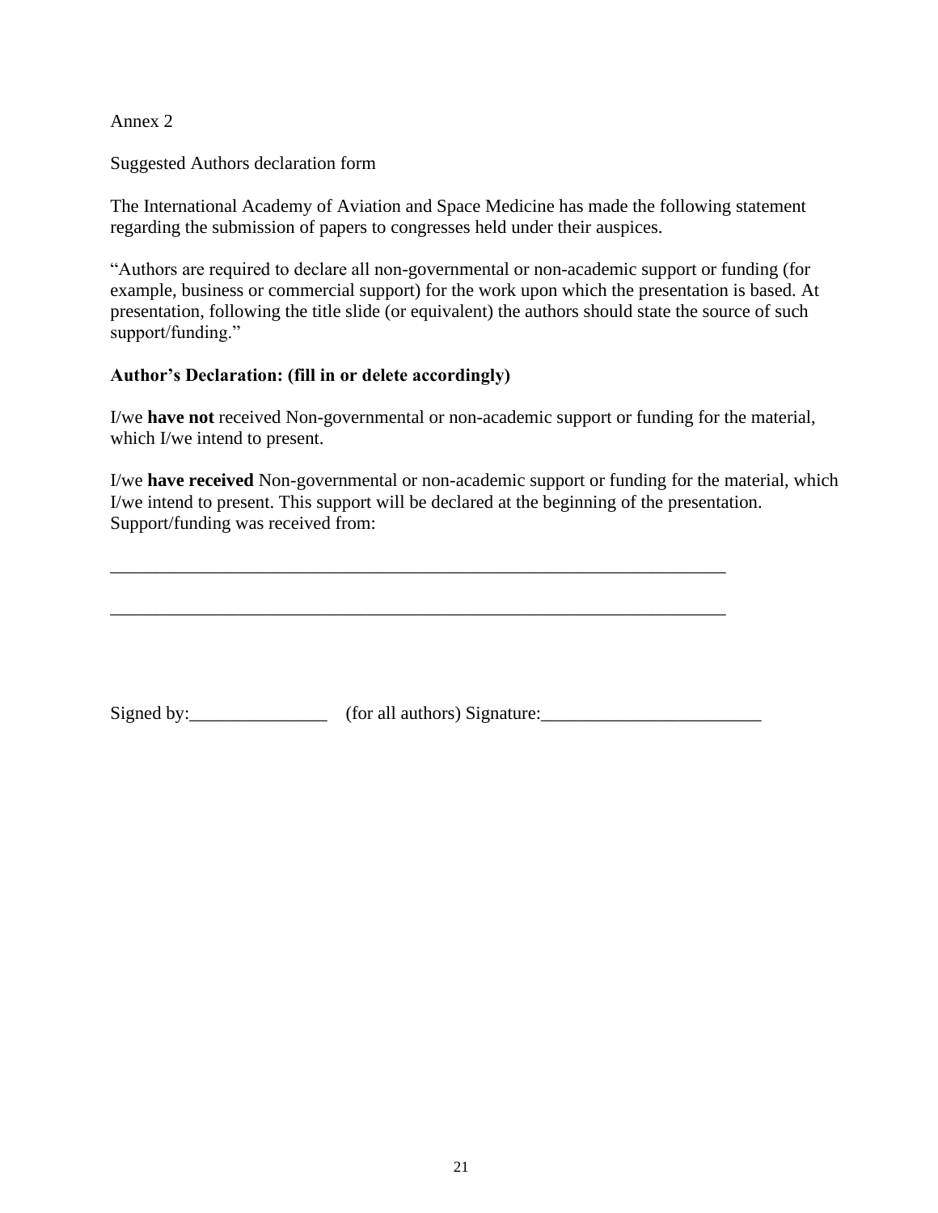Annex 2

Suggested Authors declaration form

The International Academy of Aviation and Space Medicine has made the following statement regarding the submission of papers to congresses held under their auspices.

"Authors are required to declare all non-governmental or non-academic support or funding (for example, business or commercial support) for the work upon which the presentation is based. At presentation, following the title slide (or equivalent) the authors should state the source of such support/funding."

**Author's Declaration: (fill in or delete accordingly)**

I/we **have not** received Non-governmental or non-academic support or funding for the material, which I/we intend to present.

I/we **have received** Non-governmental or non-academic support or funding for the material, which I/we intend to present. This support will be declared at the beginning of the presentation. Support/funding was received from:

_____________________________________________________________________

_____________________________________________________________________

Signed by:_______________ (for all authors) Signature:________________________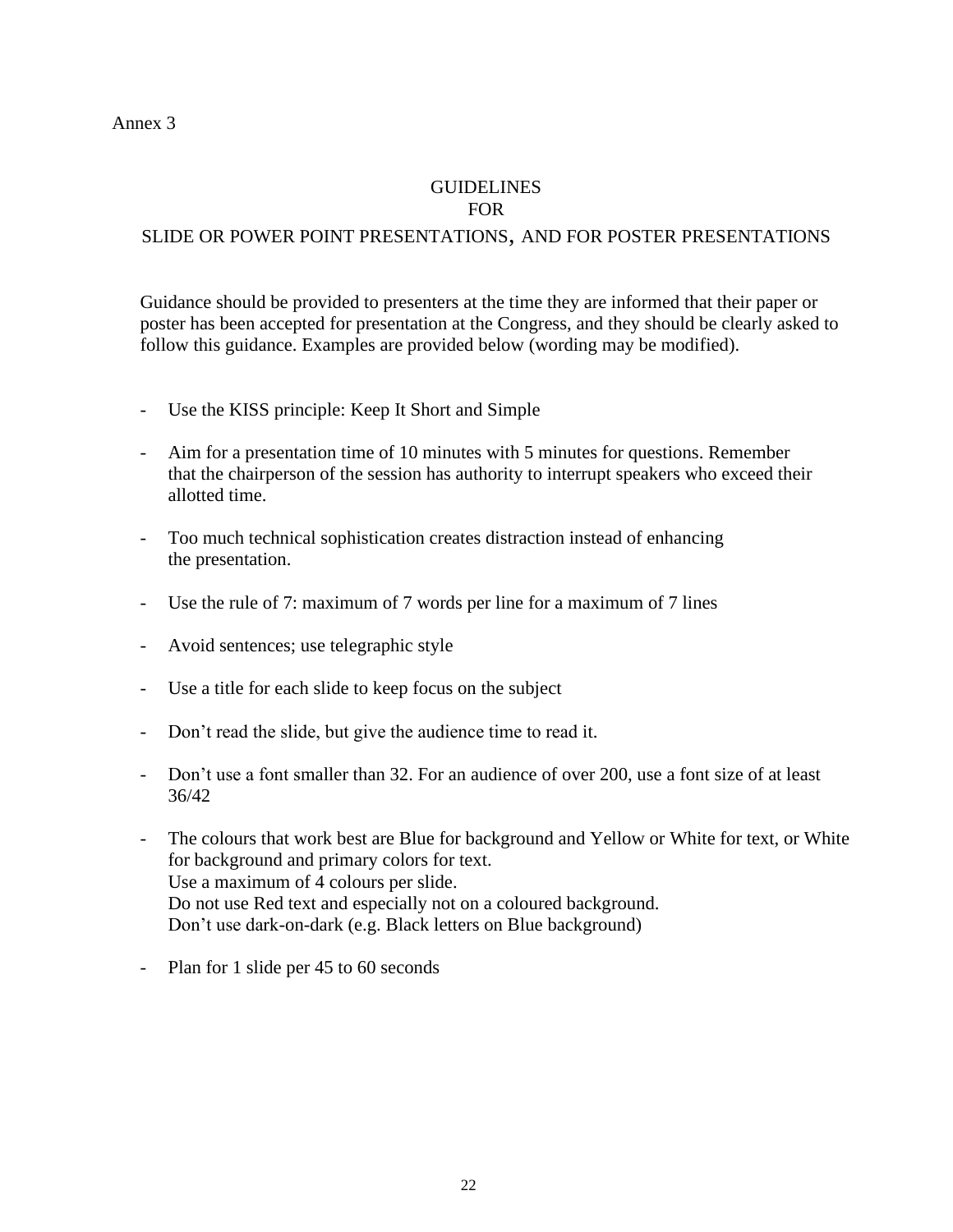Annex 3

# GUIDELINES
# FOR
# SLIDE OR POWER POINT PRESENTATIONS, AND FOR POSTER PRESENTATIONS

Guidance should be provided to presenters at the time they are informed that their paper or poster has been accepted for presentation at the Congress, and they should be clearly asked to follow this guidance. Examples are provided below (wording may be modified).

- Use the KISS principle: Keep It Short and Simple
- Aim for a presentation time of 10 minutes with 5 minutes for questions. Remember that the chairperson of the session has authority to interrupt speakers who exceed their allotted time.
- Too much technical sophistication creates distraction instead of enhancing the presentation.
- Use the rule of 7: maximum of 7 words per line for a maximum of 7 lines
- Avoid sentences; use telegraphic style
- Use a title for each slide to keep focus on the subject
- Don't read the slide, but give the audience time to read it.
- Don't use a font smaller than 32. For an audience of over 200, use a font size of at least 36/42
- The colours that work best are Blue for background and Yellow or White for text, or White for background and primary colors for text.  
  Use a maximum of 4 colours per slide.  
  Do not use Red text and especially not on a coloured background.  
  Don't use dark-on-dark (e.g. Black letters on Blue background)
- Plan for 1 slide per 45 to 60 seconds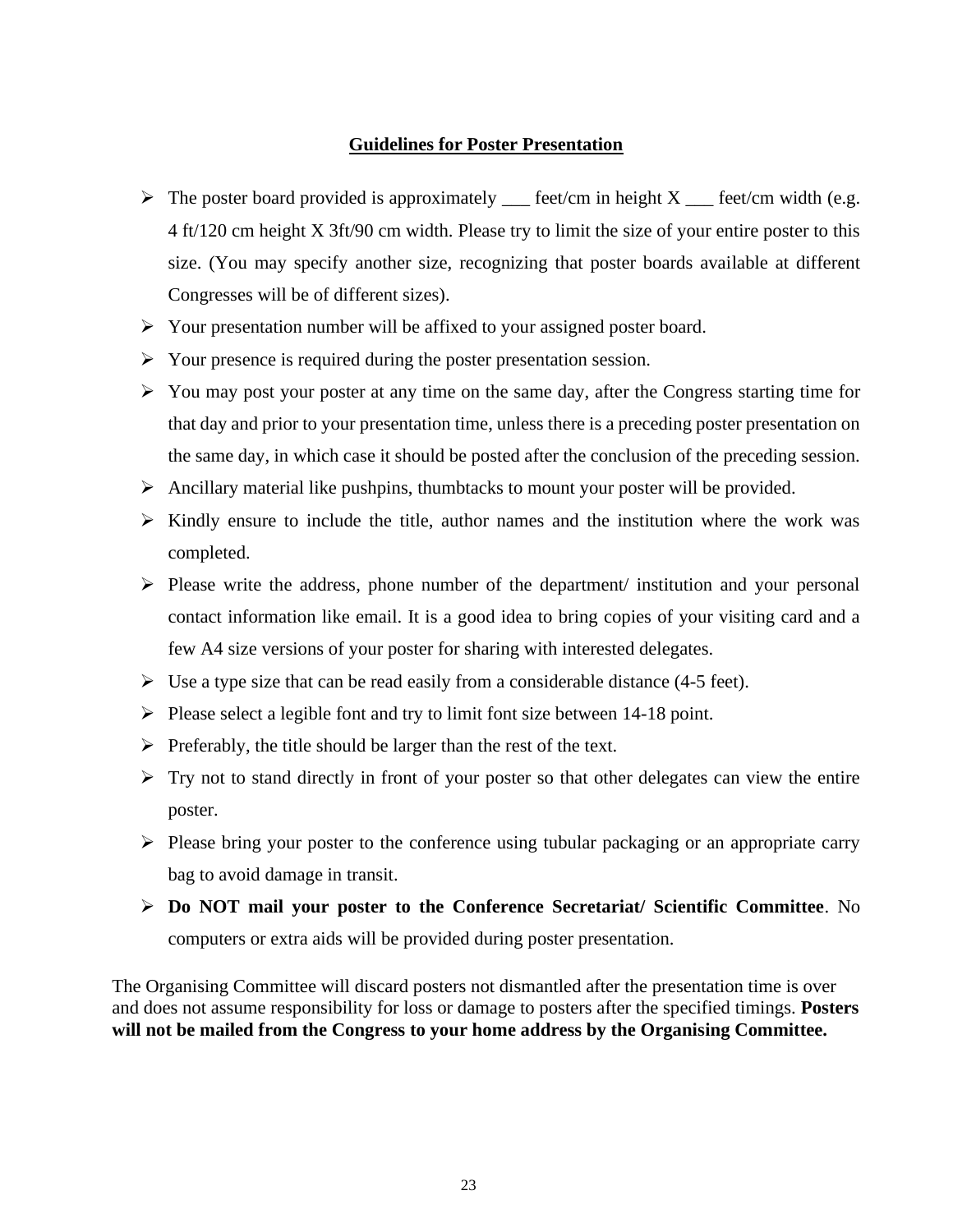## <u>Guidelines for Poster Presentation</u>

- The poster board provided is approximately ___ feet/cm in height X ___ feet/cm width (e.g. 4 ft/120 cm height X 3ft/90 cm width. Please try to limit the size of your entire poster to this size. (You may specify another size, recognizing that poster boards available at different Congresses will be of different sizes).
- Your presentation number will be affixed to your assigned poster board.
- Your presence is required during the poster presentation session.
- You may post your poster at any time on the same day, after the Congress starting time for that day and prior to your presentation time, unless there is a preceding poster presentation on the same day, in which case it should be posted after the conclusion of the preceding session.
- Ancillary material like pushpins, thumbtacks to mount your poster will be provided.
- Kindly ensure to include the title, author names and the institution where the work was completed.
- Please write the address, phone number of the department/ institution and your personal contact information like email. It is a good idea to bring copies of your visiting card and a few A4 size versions of your poster for sharing with interested delegates.
- Use a type size that can be read easily from a considerable distance (4-5 feet).
- Please select a legible font and try to limit font size between 14-18 point.
- Preferably, the title should be larger than the rest of the text.
- Try not to stand directly in front of your poster so that other delegates can view the entire poster.
- Please bring your poster to the conference using tubular packaging or an appropriate carry bag to avoid damage in transit.
- **Do NOT mail your poster to the Conference Secretariat/ Scientific Committee**. No computers or extra aids will be provided during poster presentation.

The Organising Committee will discard posters not dismantled after the presentation time is over and does not assume responsibility for loss or damage to posters after the specified timings. **Posters will not be mailed from the Congress to your home address by the Organising Committee.**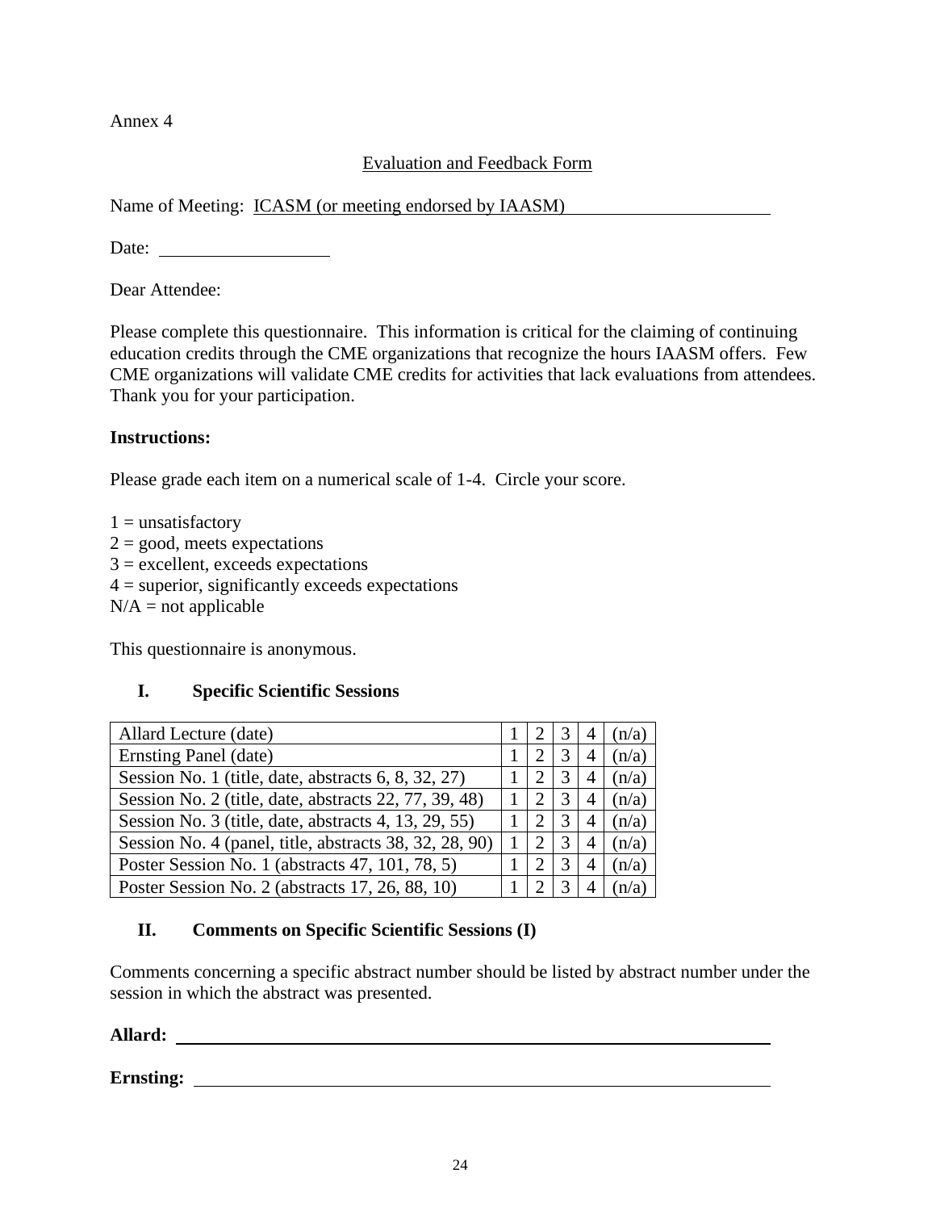Annex 4

Evaluation and Feedback Form

Name of Meeting: ICASM (or meeting endorsed by IAASM)

Date: ____________________

Dear Attendee:

Please complete this questionnaire. This information is critical for the claiming of continuing education credits through the CME organizations that recognize the hours IAASM offers. Few CME organizations will validate CME credits for activities that lack evaluations from attendees. Thank you for your participation.

**Instructions:**

Please grade each item on a numerical scale of 1-4. Circle your score.

1 = unsatisfactory
2 = good, meets expectations
3 = excellent, exceeds expectations
4 = superior, significantly exceeds expectations
N/A = not applicable

This questionnaire is anonymous.

## I. Specific Scientific Sessions

| | | | | | |
|---|---|---|---|---|---|
| Allard Lecture (date) | 1 | 2 | 3 | 4 | (n/a) |
| Ernsting Panel (date) | 1 | 2 | 3 | 4 | (n/a) |
| Session No. 1 (title, date, abstracts 6, 8, 32, 27) | 1 | 2 | 3 | 4 | (n/a) |
| Session No. 2 (title, date, abstracts 22, 77, 39, 48) | 1 | 2 | 3 | 4 | (n/a) |
| Session No. 3 (title, date, abstracts 4, 13, 29, 55) | 1 | 2 | 3 | 4 | (n/a) |
| Session No. 4 (panel, title, abstracts 38, 32, 28, 90) | 1 | 2 | 3 | 4 | (n/a) |
| Poster Session No. 1 (abstracts 47, 101, 78, 5) | 1 | 2 | 3 | 4 | (n/a) |
| Poster Session No. 2 (abstracts 17, 26, 88, 10) | 1 | 2 | 3 | 4 | (n/a) |

## II. Comments on Specific Scientific Sessions (I)

Comments concerning a specific abstract number should be listed by abstract number under the session in which the abstract was presented.

**Allard:** ____________________________________________

**Ernsting:** ____________________________________________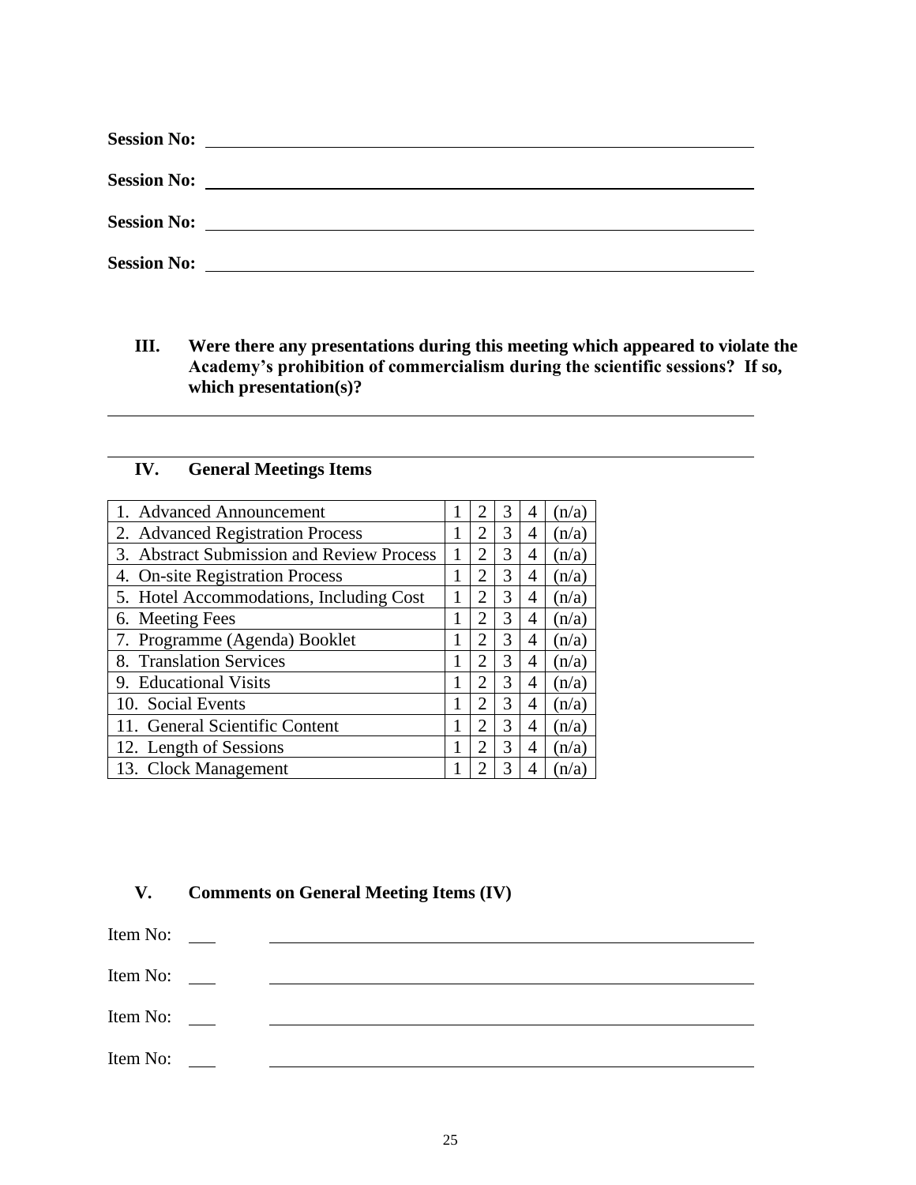**Session No:** ______________________________________________

**Session No:** ______________________________________________

**Session No:** ______________________________________________

**Session No:** ______________________________________________

**III. Were there any presentations during this meeting which appeared to violate the Academy's prohibition of commercialism during the scientific sessions? If so, which presentation(s)?**

______________________________________________

______________________________________________

**IV. General Meetings Items**

| Item | | | | | |
|---|---|---|---|---|---|
| 1. Advanced Announcement | 1 | 2 | 3 | 4 | (n/a) |
| 2. Advanced Registration Process | 1 | 2 | 3 | 4 | (n/a) |
| 3. Abstract Submission and Review Process | 1 | 2 | 3 | 4 | (n/a) |
| 4. On-site Registration Process | 1 | 2 | 3 | 4 | (n/a) |
| 5. Hotel Accommodations, Including Cost | 1 | 2 | 3 | 4 | (n/a) |
| 6. Meeting Fees | 1 | 2 | 3 | 4 | (n/a) |
| 7. Programme (Agenda) Booklet | 1 | 2 | 3 | 4 | (n/a) |
| 8. Translation Services | 1 | 2 | 3 | 4 | (n/a) |
| 9. Educational Visits | 1 | 2 | 3 | 4 | (n/a) |
| 10. Social Events | 1 | 2 | 3 | 4 | (n/a) |
| 11. General Scientific Content | 1 | 2 | 3 | 4 | (n/a) |
| 12. Length of Sessions | 1 | 2 | 3 | 4 | (n/a) |
| 13. Clock Management | 1 | 2 | 3 | 4 | (n/a) |

**V. Comments on General Meeting Items (IV)**

Item No: ___ ______________________________________________

Item No: ___ ______________________________________________

Item No: ___ ______________________________________________

Item No: ___ ______________________________________________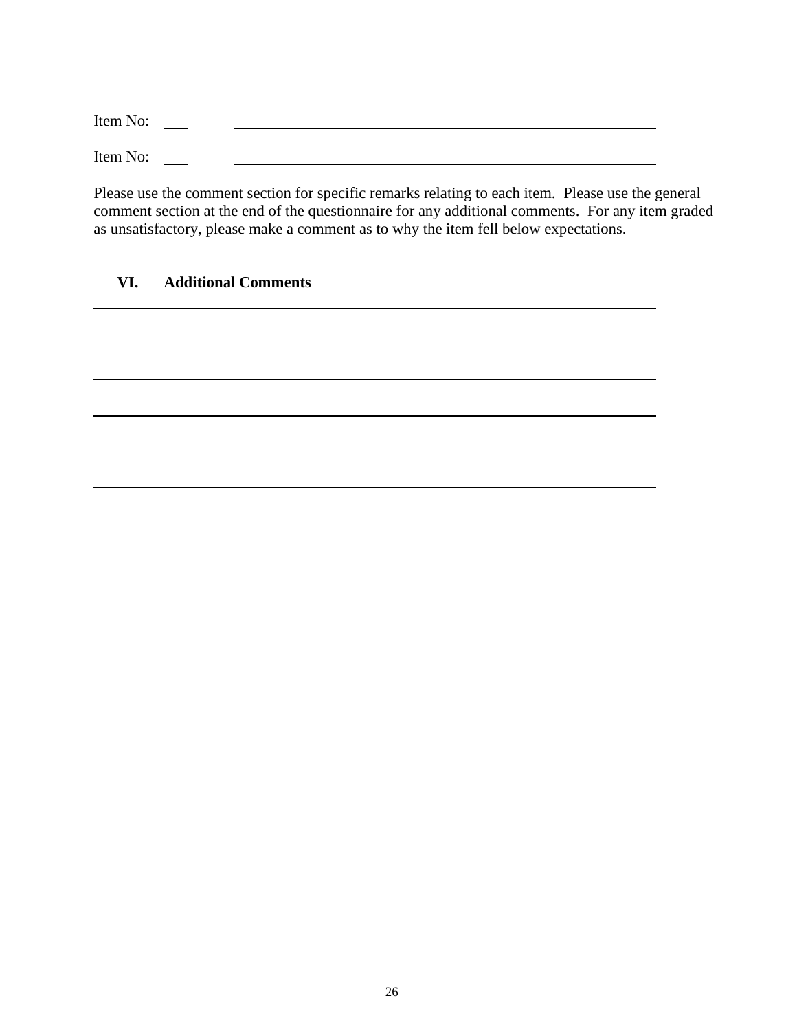Item No: ___ ____________________________________________

Item No: ___ ____________________________________________

Please use the comment section for specific remarks relating to each item. Please use the general comment section at the end of the questionnaire for any additional comments. For any item graded as unsatisfactory, please make a comment as to why the item fell below expectations.

## VI. Additional Comments

____________________________________________________________

____________________________________________________________

____________________________________________________________

____________________________________________________________

____________________________________________________________

____________________________________________________________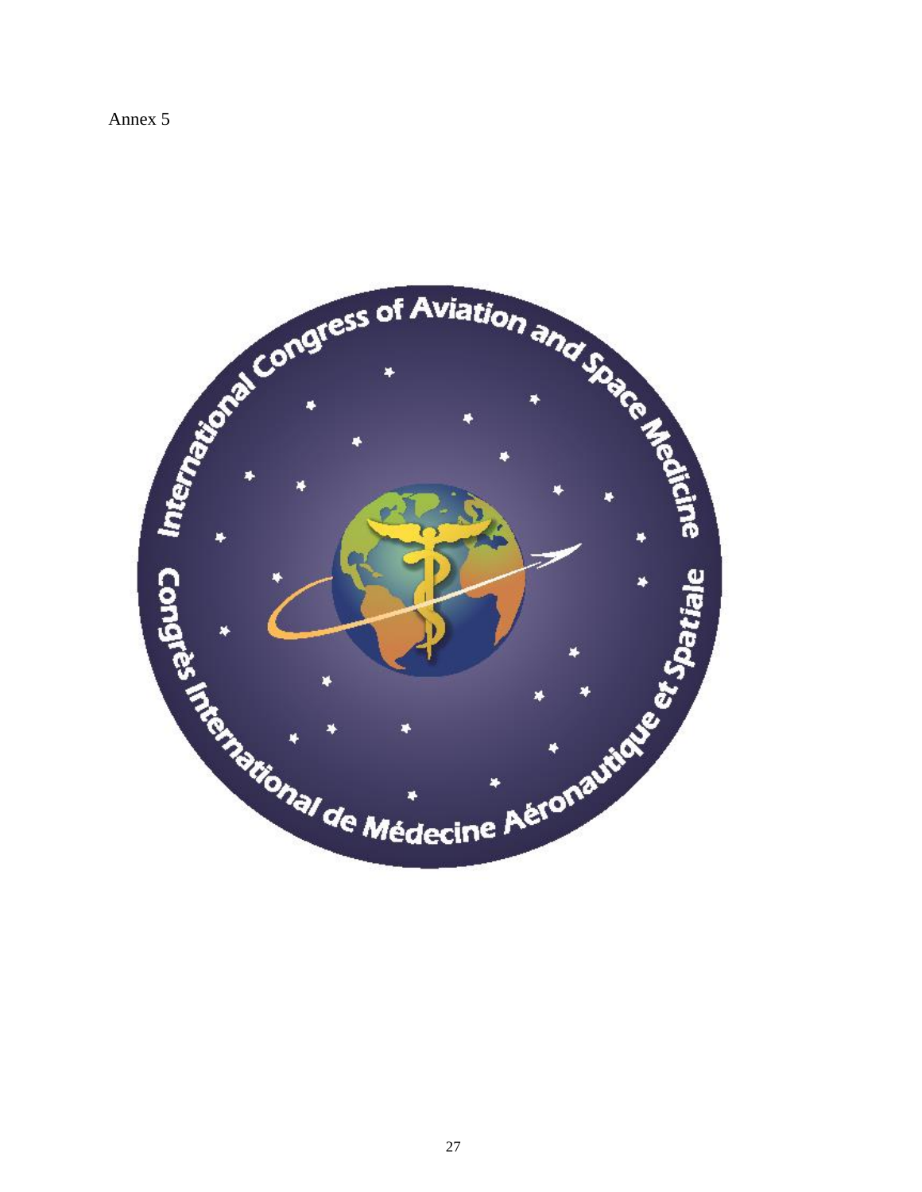Annex 5

International Congress of Aviation and Space Medicine

Congrès International de Médecine Aéronautique et Spatiale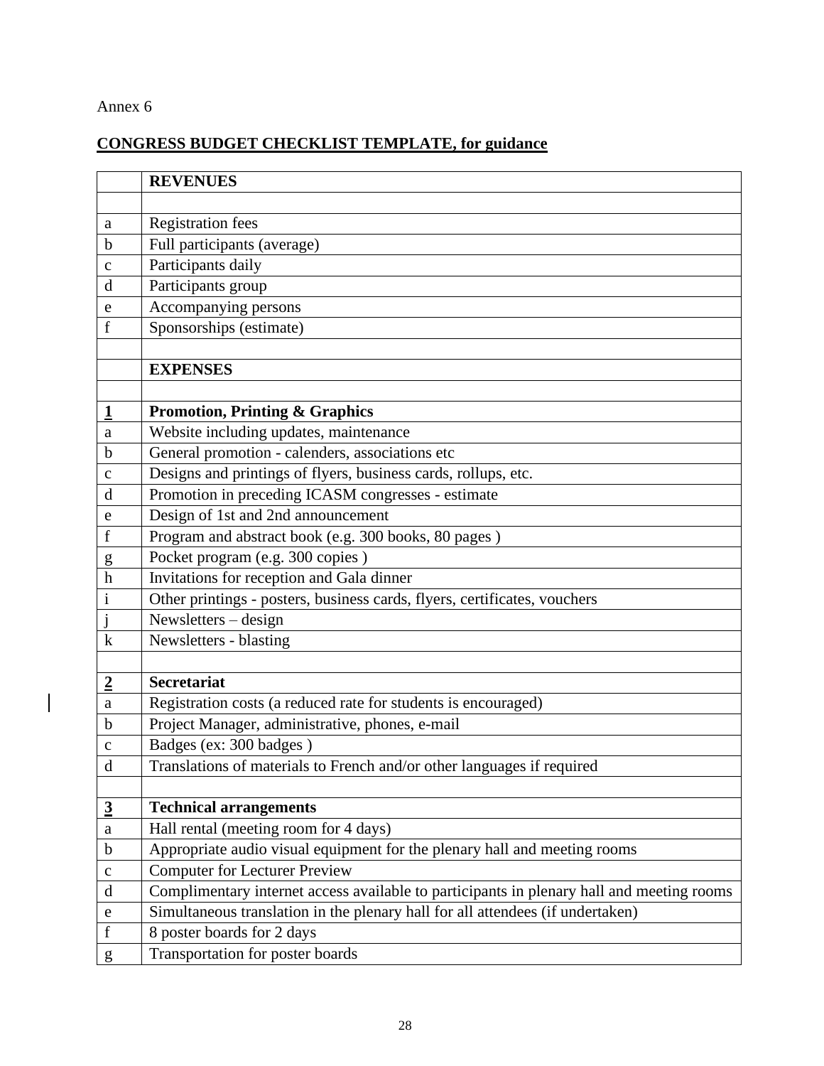Annex 6

**CONGRESS BUDGET CHECKLIST TEMPLATE, for guidance**

| | **REVENUES** |
|---|---|
| | |
| a | Registration fees |
| b | Full participants (average) |
| c | Participants daily |
| d | Participants group |
| e | Accompanying persons |
| f | Sponsorships (estimate) |
| | |
| | **EXPENSES** |
| | |
| **1** | **Promotion, Printing & Graphics** |
| a | Website including updates, maintenance |
| b | General promotion - calenders, associations etc |
| c | Designs and printings of flyers, business cards, rollups, etc. |
| d | Promotion in preceding ICASM congresses - estimate |
| e | Design of 1st and 2nd announcement |
| f | Program and abstract book (e.g. 300 books, 80 pages ) |
| g | Pocket program (e.g. 300 copies ) |
| h | Invitations for reception and Gala dinner |
| i | Other printings - posters, business cards, flyers, certificates, vouchers |
| j | Newsletters – design |
| k | Newsletters - blasting |
| | |
| **2** | **Secretariat** |
| a | Registration costs (a reduced rate for students is encouraged) |
| b | Project Manager, administrative, phones, e-mail |
| c | Badges (ex: 300 badges ) |
| d | Translations of materials to French and/or other languages if required |
| | |
| **3** | **Technical arrangements** |
| a | Hall rental (meeting room for 4 days) |
| b | Appropriate audio visual equipment for the plenary hall and meeting rooms |
| c | Computer for Lecturer Preview |
| d | Complimentary internet access available to participants in plenary hall and meeting rooms |
| e | Simultaneous translation in the plenary hall for all attendees (if undertaken) |
| f | 8 poster boards for 2 days |
| g | Transportation for poster boards |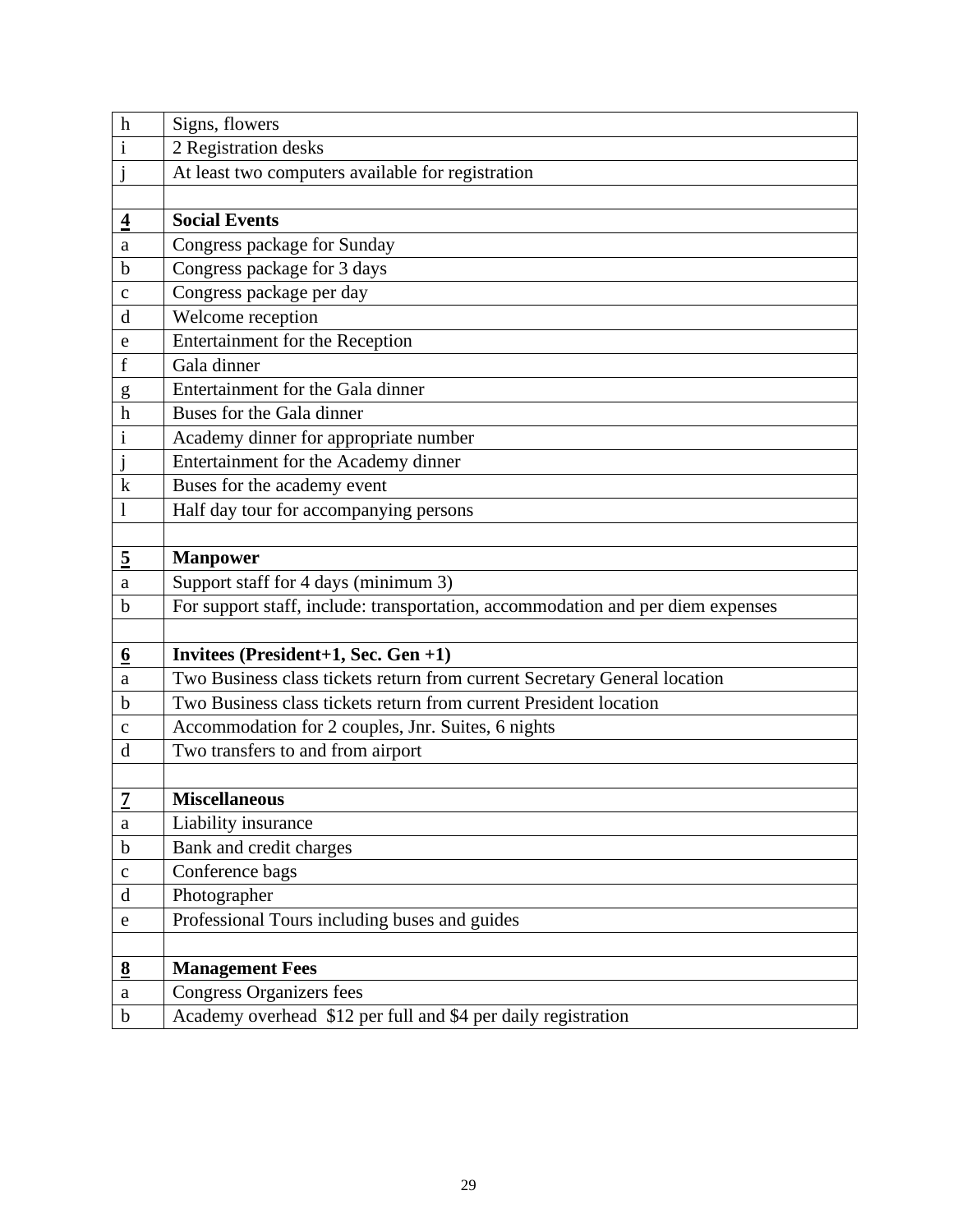| | |
|---|---|
| h | Signs, flowers |
| i | 2 Registration desks |
| j | At least two computers available for registration |
| | |
| **4** | **Social Events** |
| a | Congress package for Sunday |
| b | Congress package for 3 days |
| c | Congress package per day |
| d | Welcome reception |
| e | Entertainment for the Reception |
| f | Gala dinner |
| g | Entertainment for the Gala dinner |
| h | Buses for the Gala dinner |
| i | Academy dinner for appropriate number |
| j | Entertainment for the Academy dinner |
| k | Buses for the academy event |
| l | Half day tour for accompanying persons |
| | |
| **5** | **Manpower** |
| a | Support staff for 4 days (minimum 3) |
| b | For support staff, include: transportation, accommodation and per diem expenses |
| | |
| **6** | **Invitees (President+1, Sec. Gen +1)** |
| a | Two Business class tickets return from current Secretary General location |
| b | Two Business class tickets return from current President location |
| c | Accommodation for 2 couples, Jnr. Suites, 6 nights |
| d | Two transfers to and from airport |
| | |
| **7** | **Miscellaneous** |
| a | Liability insurance |
| b | Bank and credit charges |
| c | Conference bags |
| d | Photographer |
| e | Professional Tours including buses and guides |
| | |
| **8** | **Management Fees** |
| a | Congress Organizers fees |
| b | Academy overhead $12 per full and $4 per daily registration |